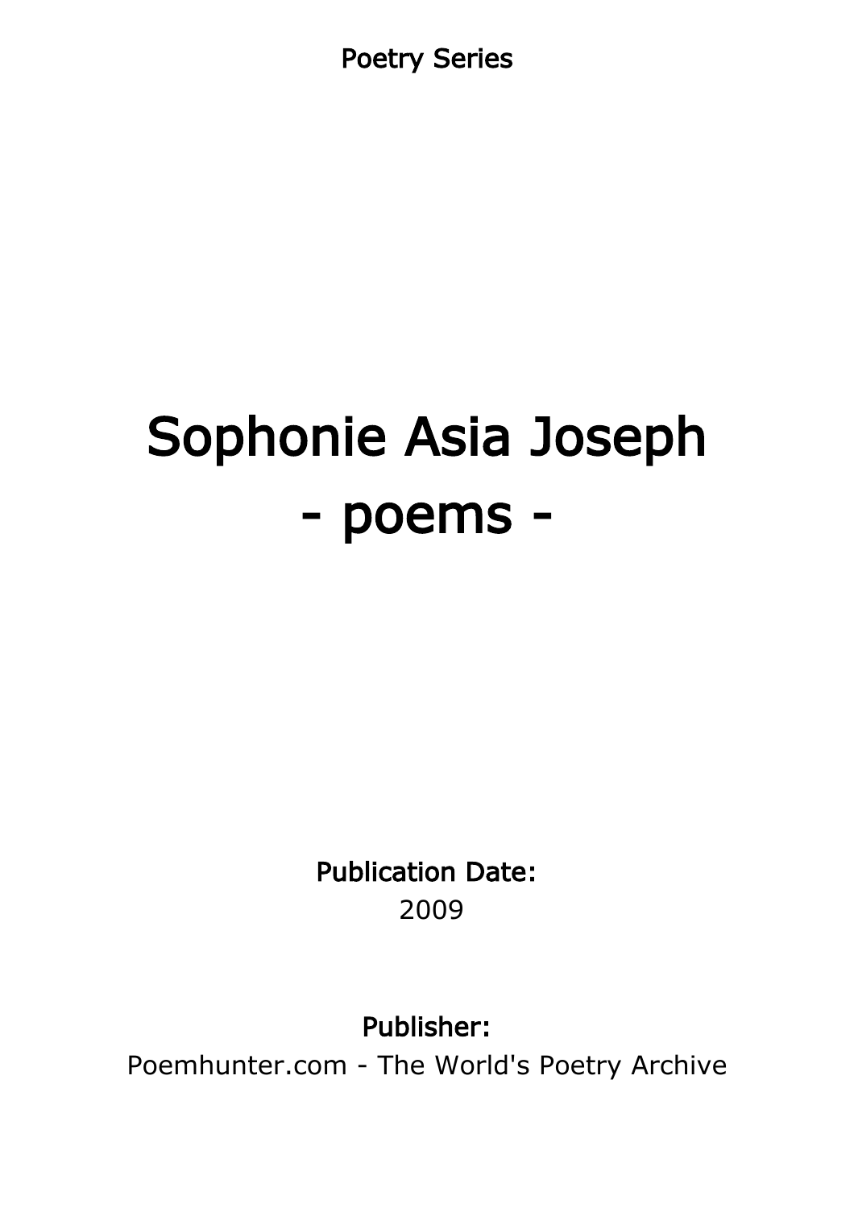Poetry Series

# Sophonie Asia Joseph
# - poems -

**Publication Date:**

2009

**Publisher:**

Poemhunter.com - The World's Poetry Archive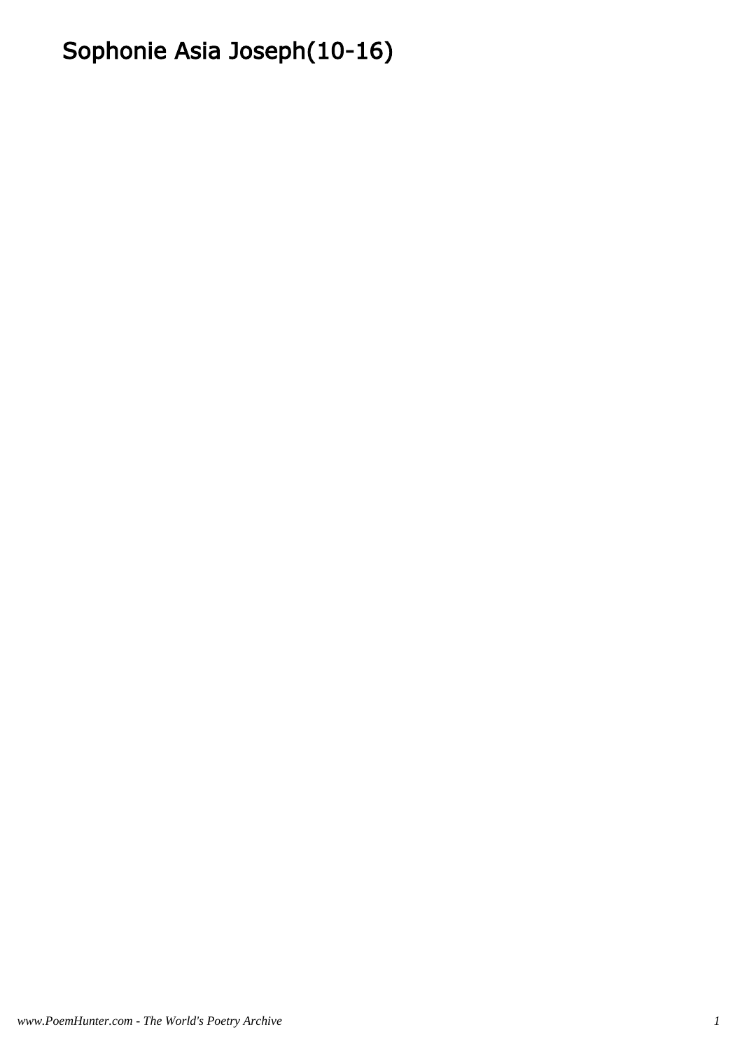# Sophonie Asia Joseph(10-16)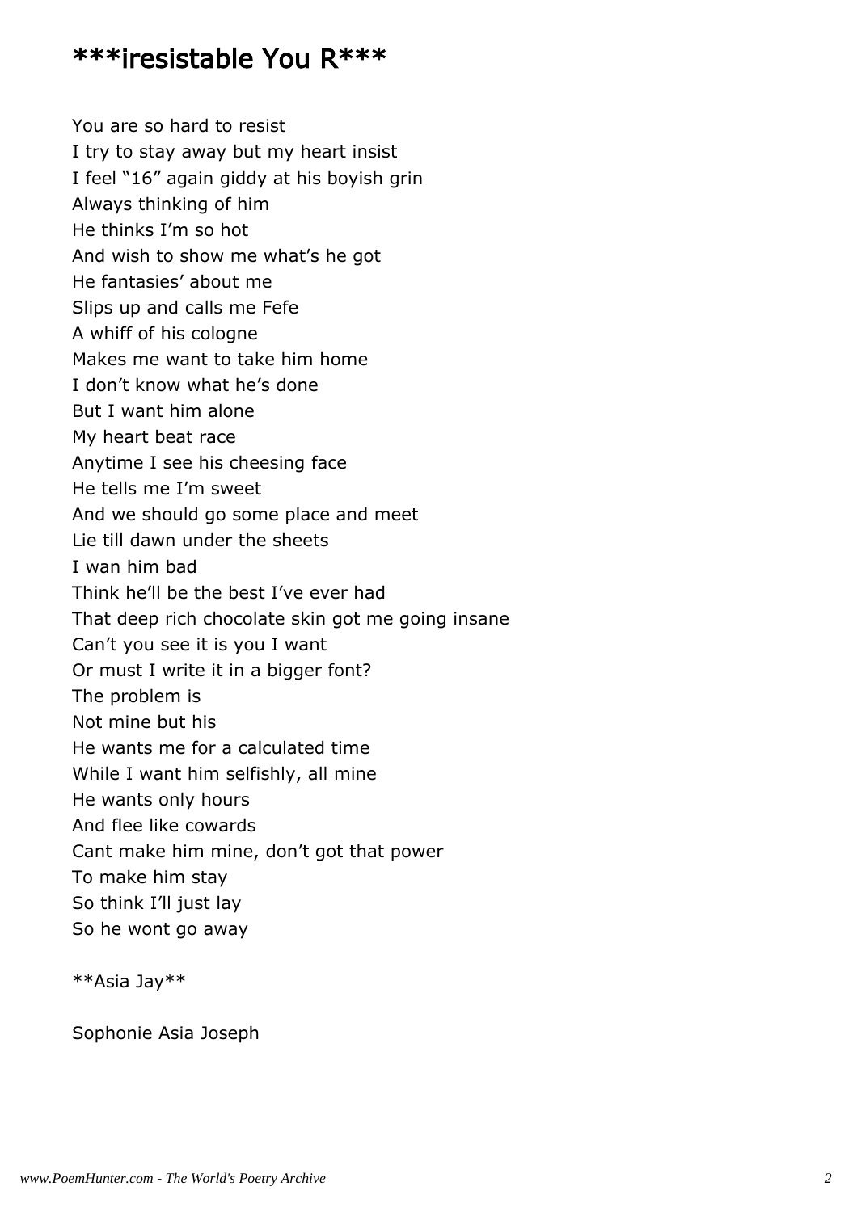## ***iresistable You R***

You are so hard to resist
I try to stay away but my heart insist
I feel "16" again giddy at his boyish grin
Always thinking of him
He thinks I'm so hot
And wish to show me what's he got
He fantasies' about me
Slips up and calls me Fefe
A whiff of his cologne
Makes me want to take him home
I don't know what he's done
But I want him alone
My heart beat race
Anytime I see his cheesing face
He tells me I'm sweet
And we should go some place and meet
Lie till dawn under the sheets
I wan him bad
Think he'll be the best I've ever had
That deep rich chocolate skin got me going insane
Can't you see it is you I want
Or must I write it in a bigger font?
The problem is
Not mine but his
He wants me for a calculated time
While I want him selfishly, all mine
He wants only hours
And flee like cowards
Cant make him mine, don't got that power
To make him stay
So think I'll just lay
So he wont go away

**Asia Jay**

Sophonie Asia Joseph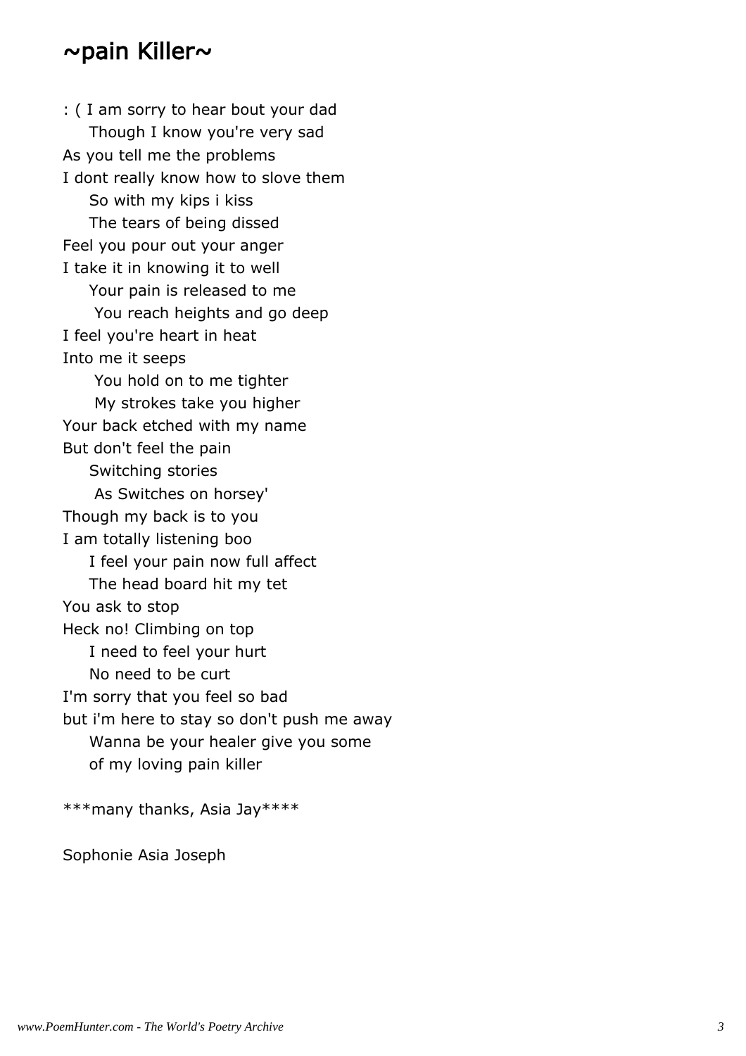## ~pain Killer~

: ( I am sorry to hear bout your dad
Though I know you're very sad
As you tell me the problems
I dont really know how to slove them
So with my kips i kiss
The tears of being dissed
Feel you pour out your anger
I take it in knowing it to well
Your pain is released to me
You reach heights and go deep
I feel you're heart in heat
Into me it seeps
You hold on to me tighter
My strokes take you higher
Your back etched with my name
But don't feel the pain
Switching stories
As Switches on horsey'
Though my back is to you
I am totally listening boo
I feel your pain now full affect
The head board hit my tet
You ask to stop
Heck no! Climbing on top
I need to feel your hurt
No need to be curt
I'm sorry that you feel so bad
but i'm here to stay so don't push me away
Wanna be your healer give you some
of my loving pain killer

***many thanks, Asia Jay****

Sophonie Asia Joseph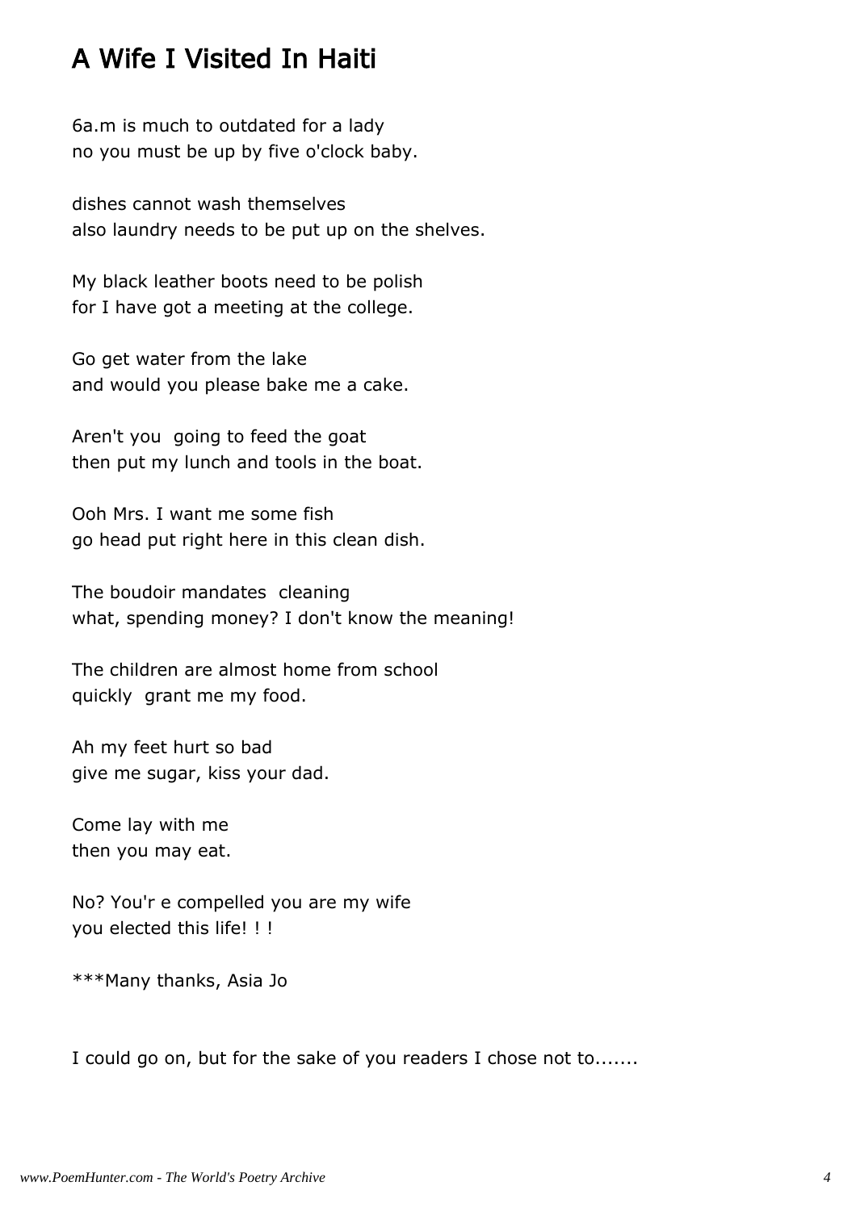# A Wife I Visited In Haiti

6a.m is much to outdated for a lady
no you must be up by five o'clock baby.

dishes cannot wash themselves
also laundry needs to be put up on the shelves.

My black leather boots need to be polish
for I have got a meeting at the college.

Go get water from the lake
and would you please bake me a cake.

Aren't you going to feed the goat
then put my lunch and tools in the boat.

Ooh Mrs. I want me some fish
go head put right here in this clean dish.

The boudoir mandates cleaning
what, spending money? I don't know the meaning!

The children are almost home from school
quickly grant me my food.

Ah my feet hurt so bad
give me sugar, kiss your dad.

Come lay with me
then you may eat.

No? You'r e compelled you are my wife
you elected this life! ! !

***Many thanks, Asia Jo

I could go on, but for the sake of you readers I chose not to.......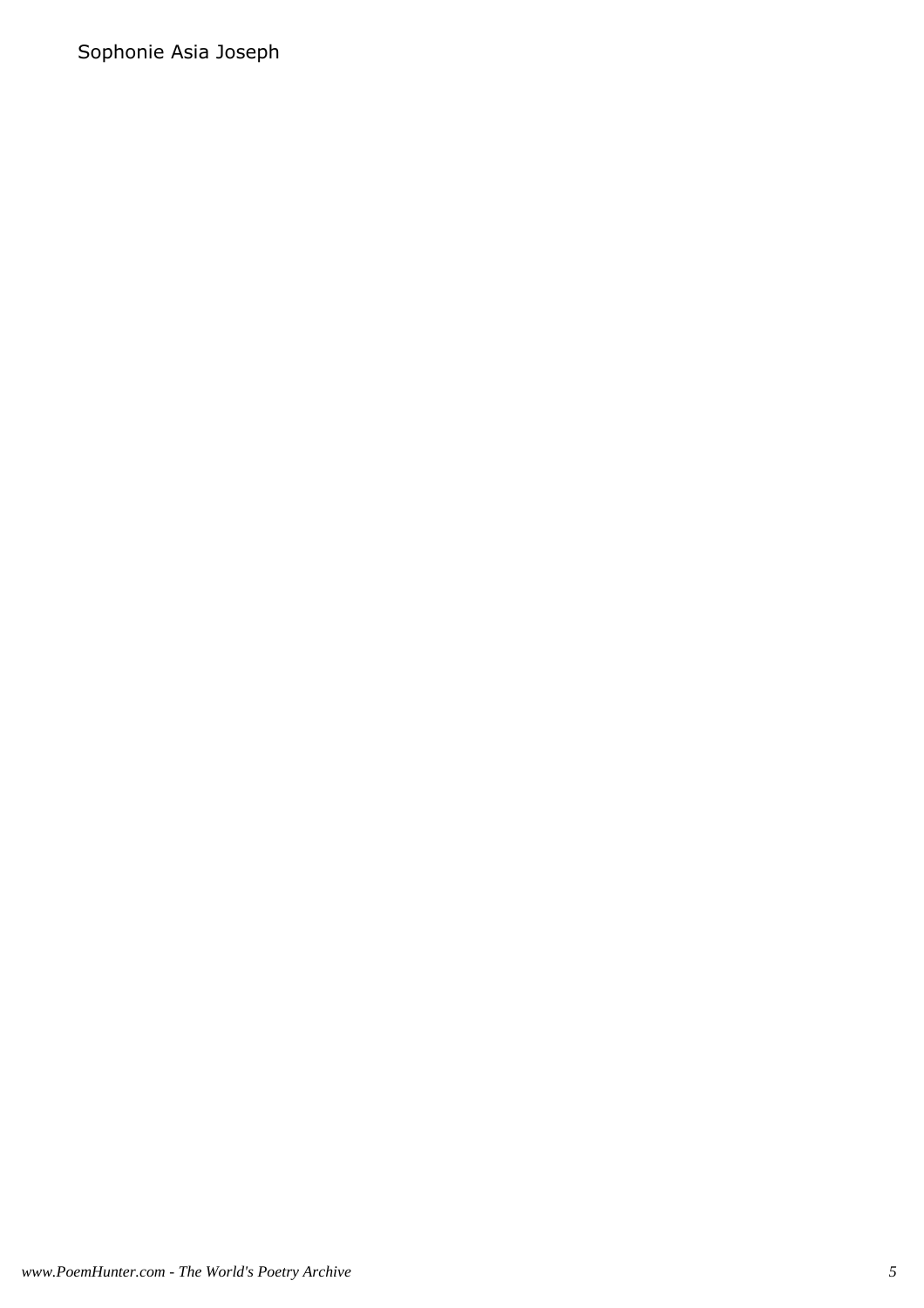Sophonie Asia Joseph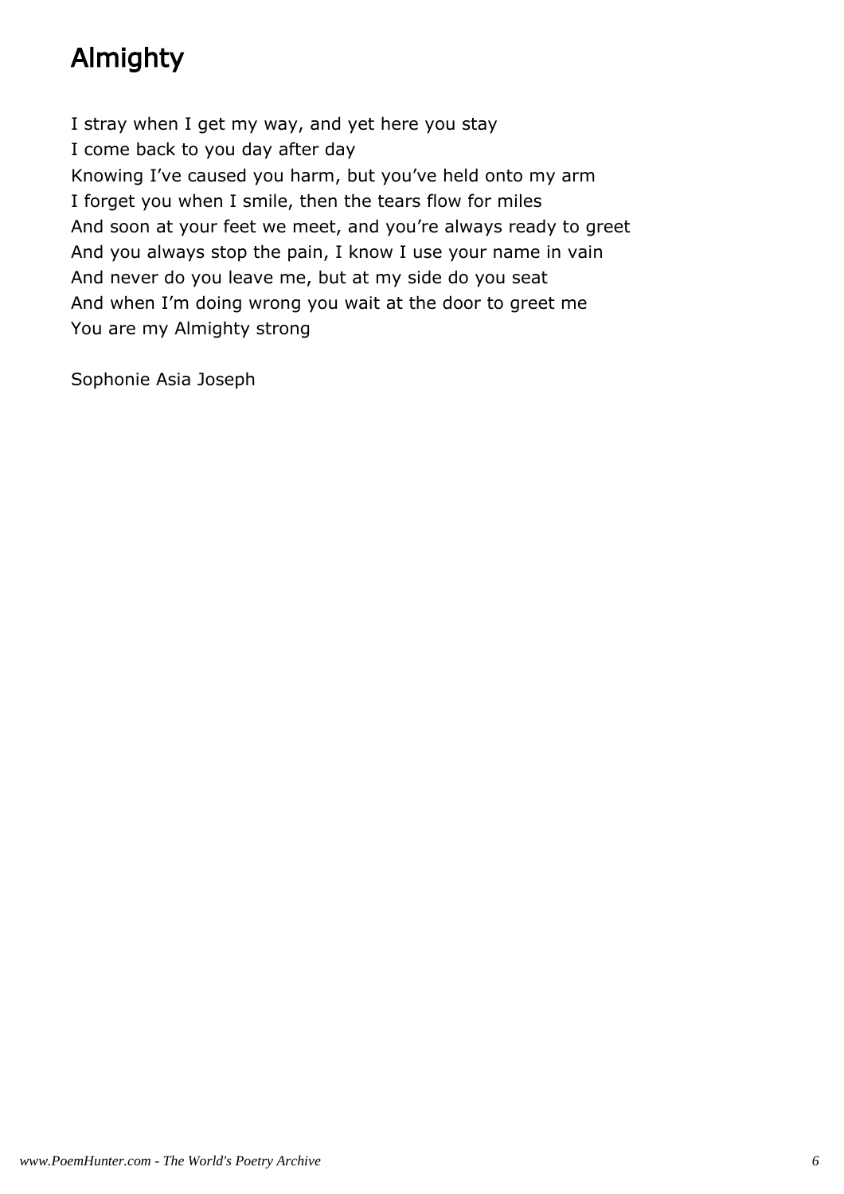# Almighty

I stray when I get my way, and yet here you stay  
I come back to you day after day  
Knowing I've caused you harm, but you've held onto my arm  
I forget you when I smile, then the tears flow for miles  
And soon at your feet we meet, and you're always ready to greet  
And you always stop the pain, I know I use your name in vain  
And never do you leave me, but at my side do you seat  
And when I'm doing wrong you wait at the door to greet me  
You are my Almighty strong

Sophonie Asia Joseph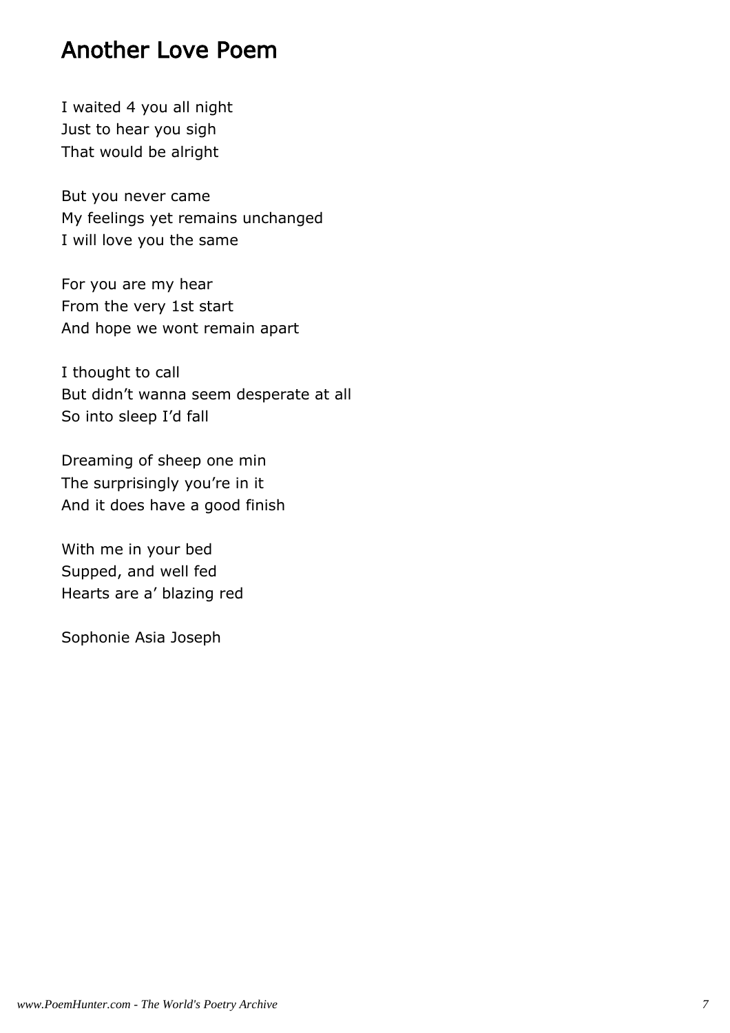# Another Love Poem

I waited 4 you all night  
Just to hear you sigh  
That would be alright

But you never came  
My feelings yet remains unchanged  
I will love you the same

For you are my hear  
From the very 1st start  
And hope we wont remain apart

I thought to call  
But didn't wanna seem desperate at all  
So into sleep I'd fall

Dreaming of sheep one min  
The surprisingly you're in it  
And it does have a good finish

With me in your bed  
Supped, and well fed  
Hearts are a' blazing red

Sophonie Asia Joseph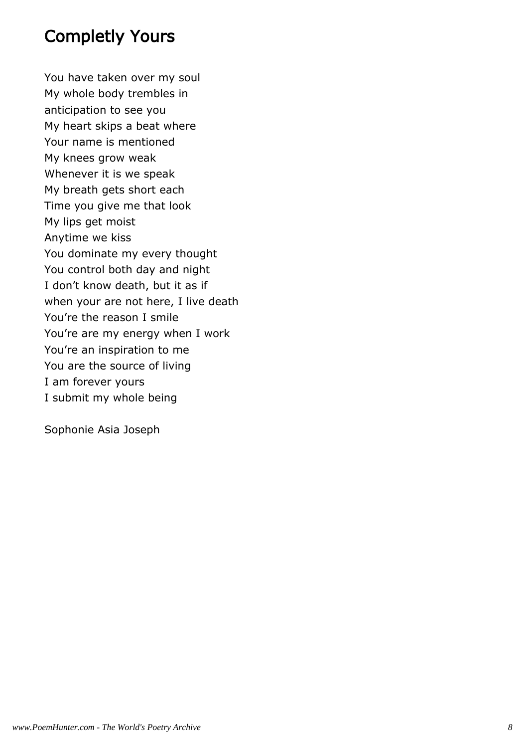# Completly Yours

You have taken over my soul
My whole body trembles in
anticipation to see you
My heart skips a beat where
Your name is mentioned
My knees grow weak
Whenever it is we speak
My breath gets short each
Time you give me that look
My lips get moist
Anytime we kiss
You dominate my every thought
You control both day and night
I don't know death, but it as if
when your are not here, I live death
You're the reason I smile
You're are my energy when I work
You're an inspiration to me
You are the source of living
I am forever yours
I submit my whole being

Sophonie Asia Joseph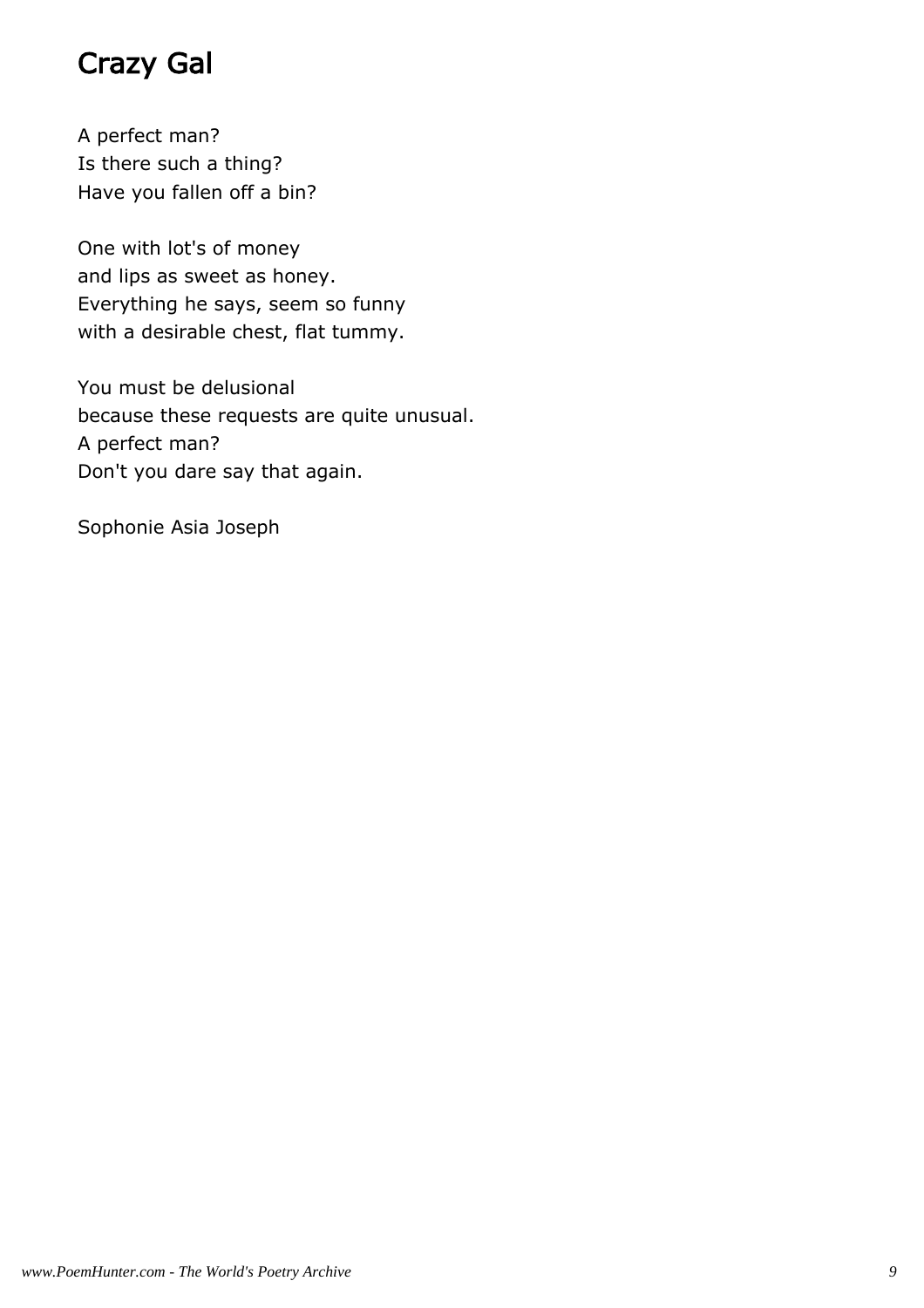# Crazy Gal

A perfect man?  
Is there such a thing?  
Have you fallen off a bin?

One with lot's of money  
and lips as sweet as honey.  
Everything he says, seem so funny  
with a desirable chest, flat tummy.

You must be delusional  
because these requests are quite unusual.  
A perfect man?  
Don't you dare say that again.

Sophonie Asia Joseph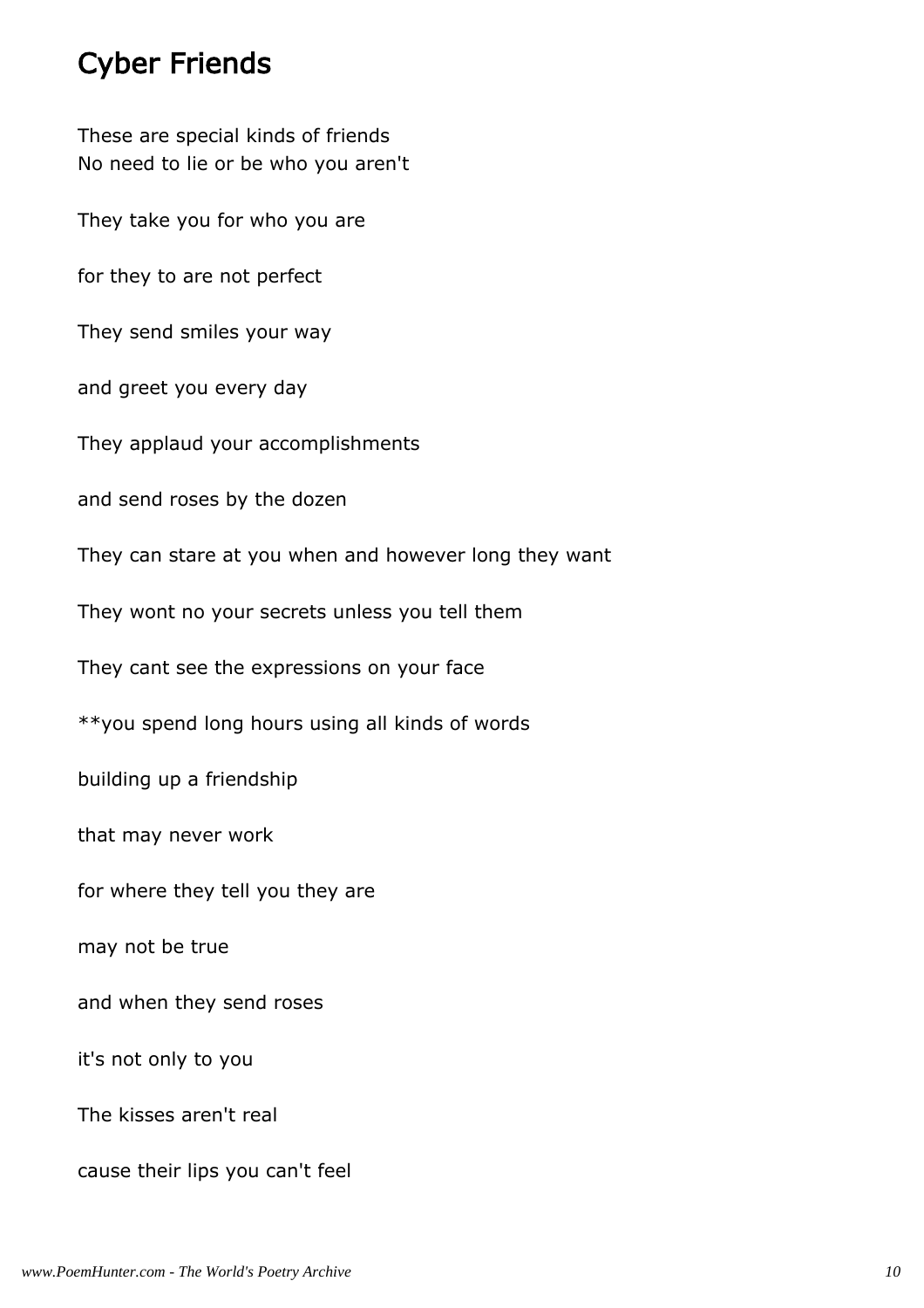# Cyber Friends

These are special kinds of friends
No need to lie or be who you aren't

They take you for who you are

for they to are not perfect

They send smiles your way

and greet you every day

They applaud your accomplishments

and send roses by the dozen

They can stare at you when and however long they want

They wont no your secrets unless you tell them

They cant see the expressions on your face

**you spend long hours using all kinds of words

building up a friendship

that may never work

for where they tell you they are

may not be true

and when they send roses

it's not only to you

The kisses aren't real

cause their lips you can't feel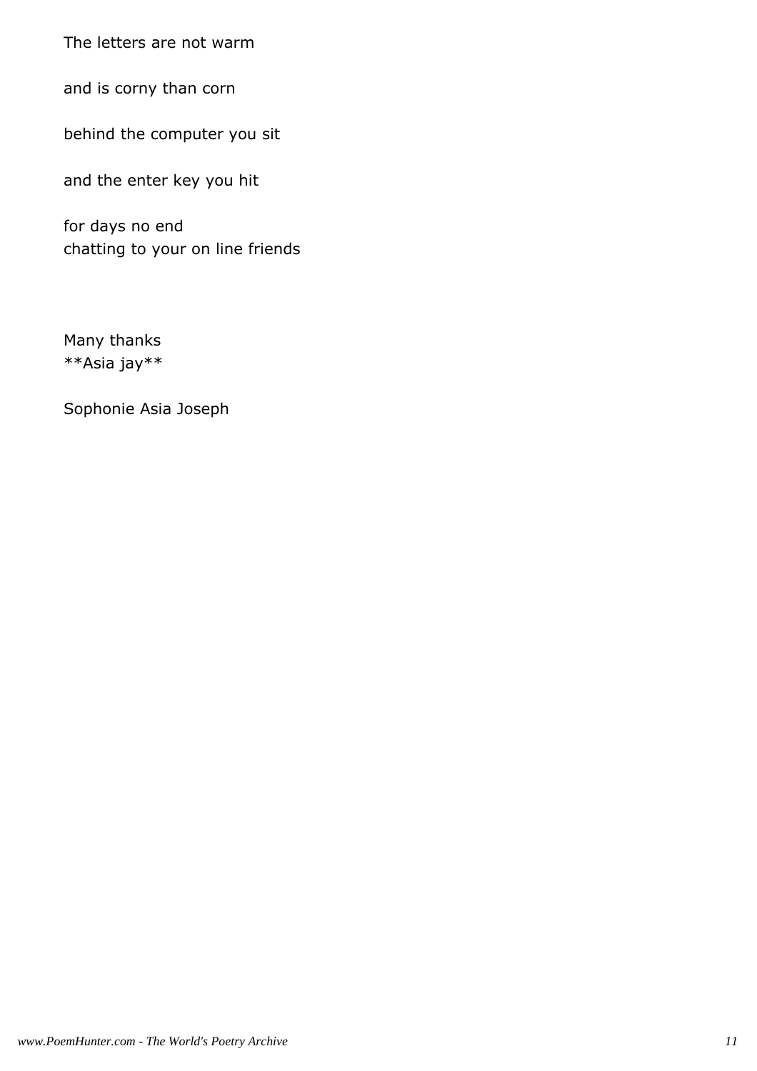The letters are not warm

and is corny than corn

behind the computer you sit

and the enter key you hit

for days no end
chatting to your on line friends

Many thanks
**Asia jay**

Sophonie Asia Joseph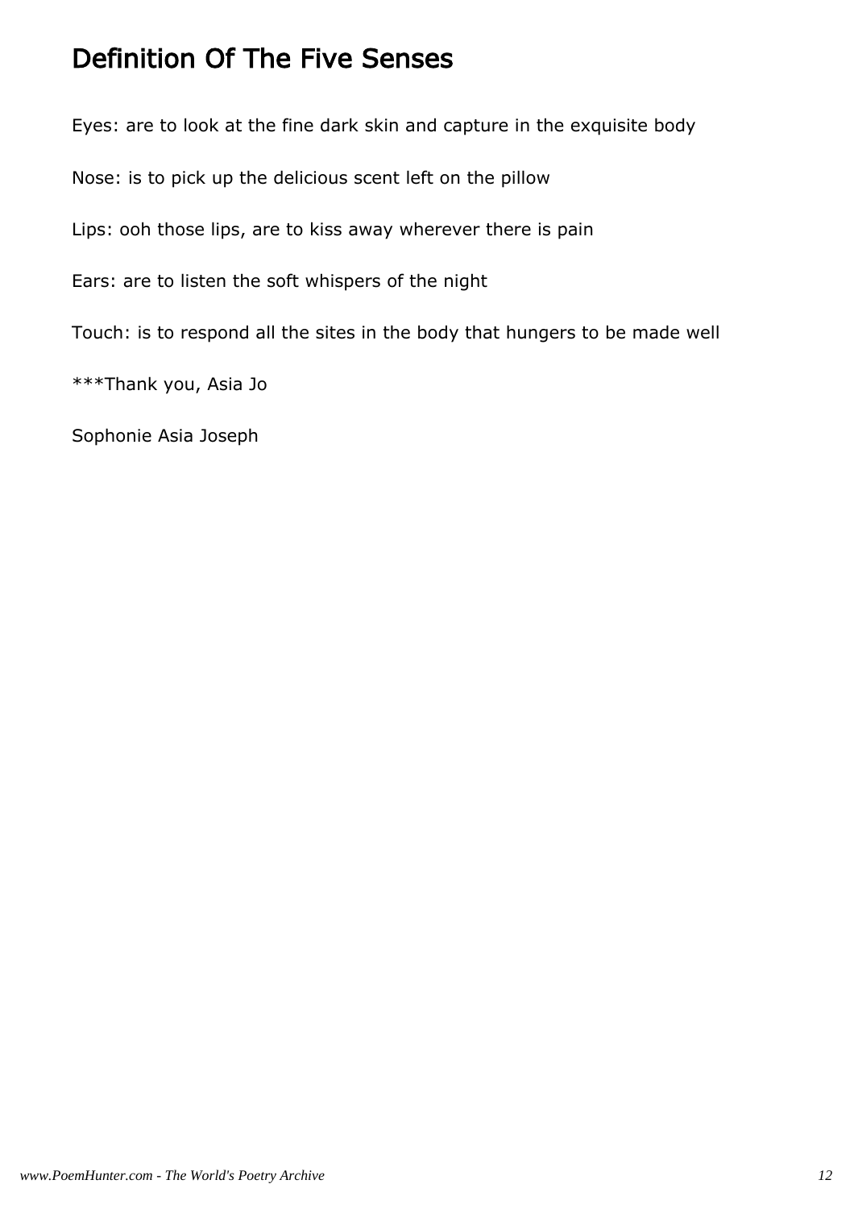# Definition Of The Five Senses

Eyes: are to look at the fine dark skin and capture in the exquisite body

Nose: is to pick up the delicious scent left on the pillow

Lips: ooh those lips, are to kiss away wherever there is pain

Ears: are to listen the soft whispers of the night

Touch: is to respond all the sites in the body that hungers to be made well

***Thank you, Asia Jo

Sophonie Asia Joseph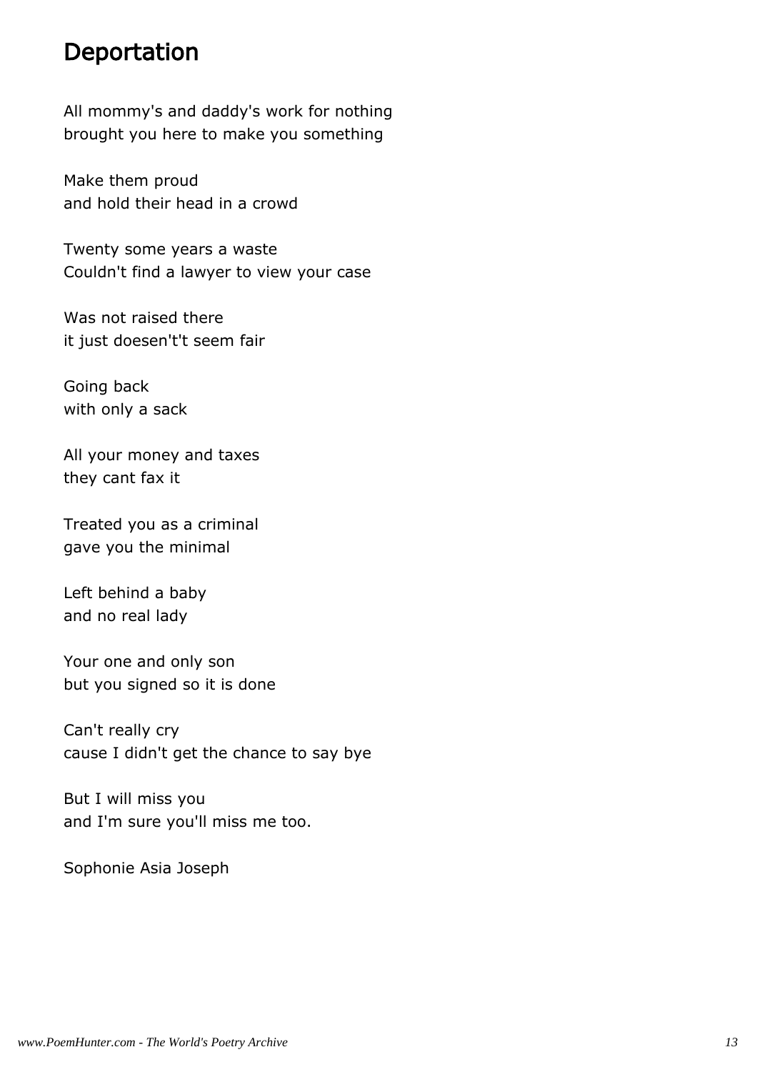# Deportation

All mommy's and daddy's work for nothing
brought you here to make you something

Make them proud
and hold their head in a crowd

Twenty some years a waste
Couldn't find a lawyer to view your case

Was not raised there
it just doesen't't seem fair

Going back
with only a sack

All your money and taxes
they cant fax it

Treated you as a criminal
gave you the minimal

Left behind a baby
and no real lady

Your one and only son
but you signed so it is done

Can't really cry
cause I didn't get the chance to say bye

But I will miss you
and I'm sure you'll miss me too.

Sophonie Asia Joseph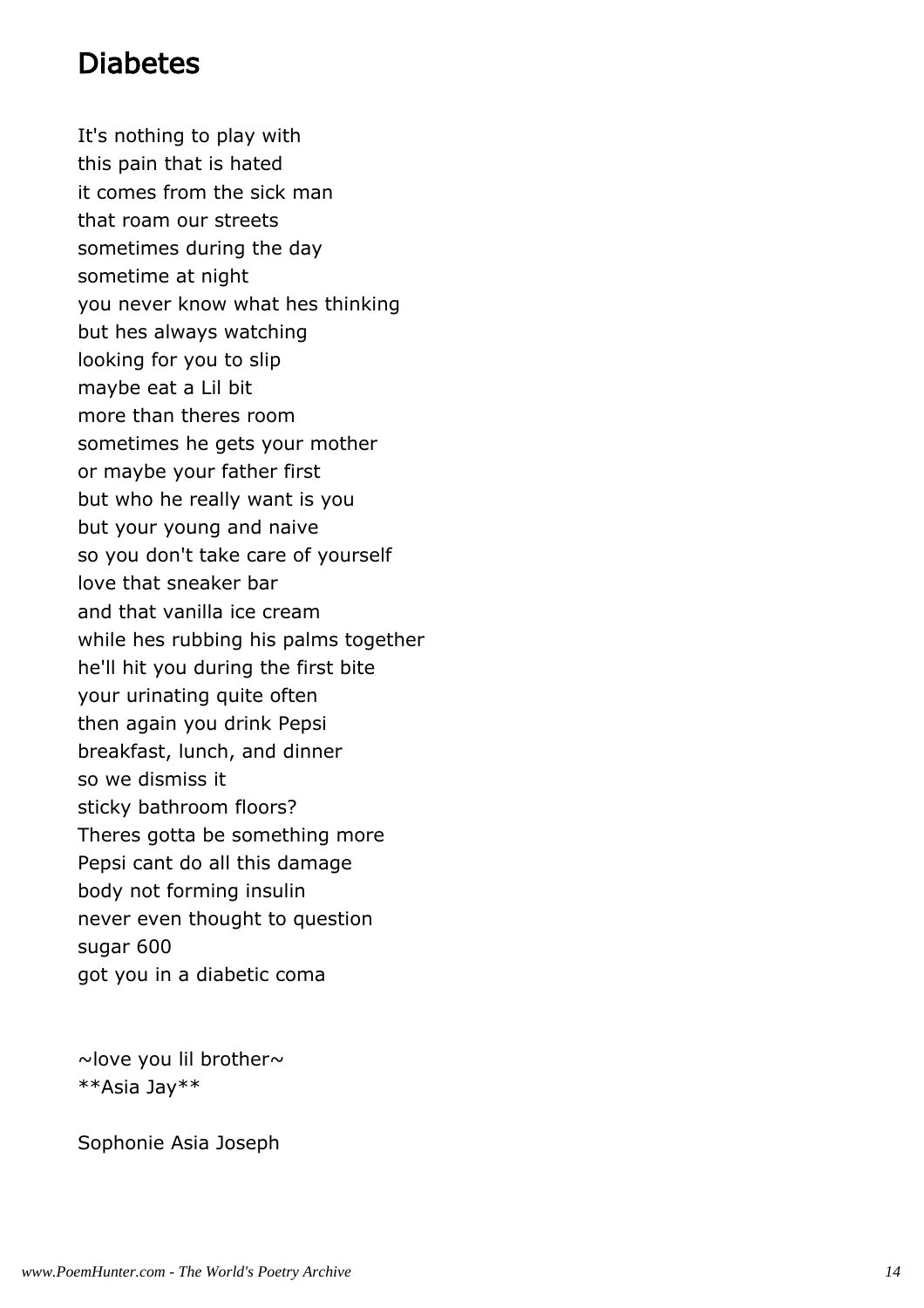# Diabetes

It's nothing to play with  
this pain that is hated  
it comes from the sick man  
that roam our streets  
sometimes during the day  
sometime at night  
you never know what hes thinking  
but hes always watching  
looking for you to slip  
maybe eat a Lil bit  
more than theres room  
sometimes he gets your mother  
or maybe your father first  
but who he really want is you  
but your young and naive  
so you don't take care of yourself  
love that sneaker bar  
and that vanilla ice cream  
while hes rubbing his palms together  
he'll hit you during the first bite  
your urinating quite often  
then again you drink Pepsi  
breakfast, lunch, and dinner  
so we dismiss it  
sticky bathroom floors?  
Theres gotta be something more  
Pepsi cant do all this damage  
body not forming insulin  
never even thought to question  
sugar 600  
got you in a diabetic coma

~love you lil brother~  
**Asia Jay**

Sophonie Asia Joseph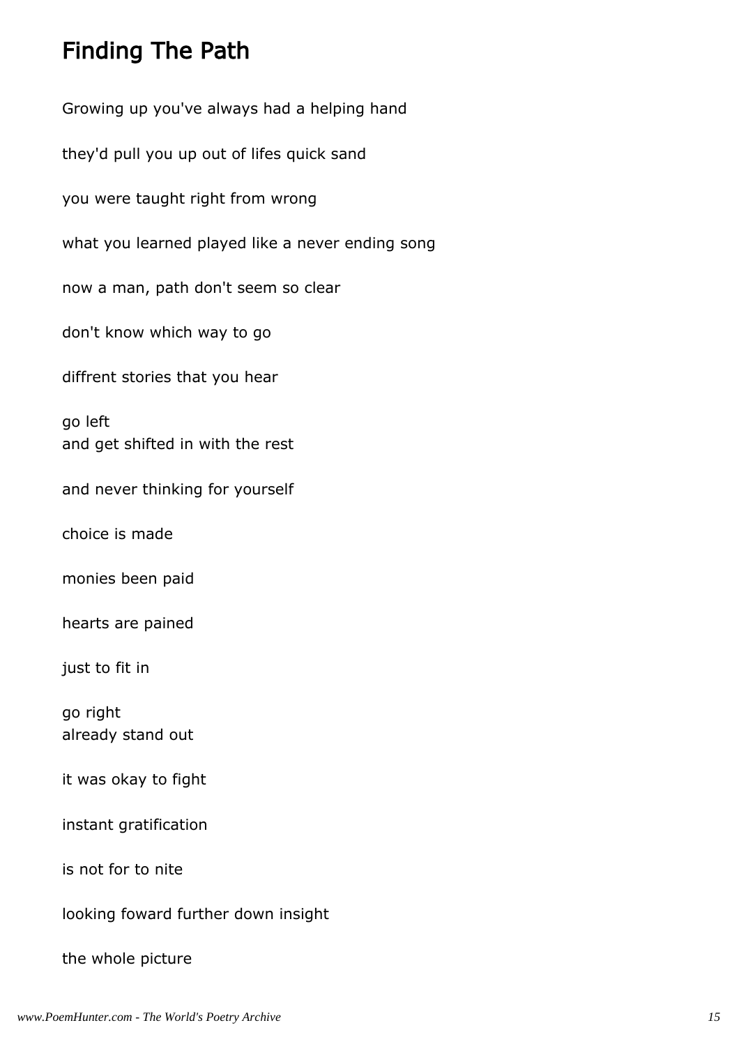# Finding The Path

Growing up you've always had a helping hand

they'd pull you up out of lifes quick sand

you were taught right from wrong

what you learned played like a never ending song

now a man, path don't seem so clear

don't know which way to go

diffrent stories that you hear

go left
and get shifted in with the rest

and never thinking for yourself

choice is made

monies been paid

hearts are pained

just to fit in

go right
already stand out

it was okay to fight

instant gratification

is not for to nite

looking foward further down insight

the whole picture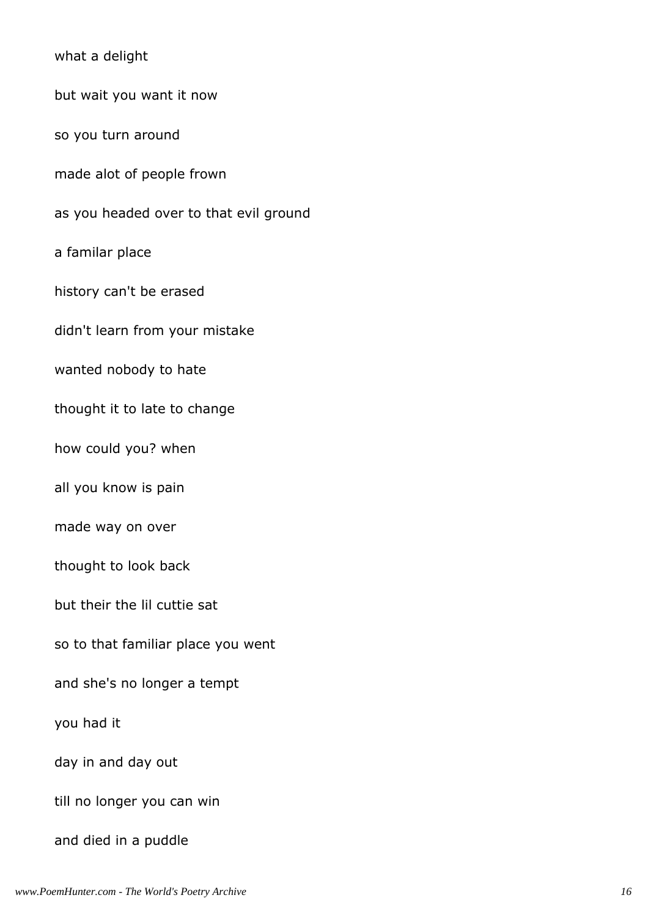what a delight

but wait you want it now

so you turn around

made alot of people frown

as you headed over to that evil ground

a familar place

history can't be erased

didn't learn from your mistake

wanted nobody to hate

thought it to late to change

how could you? when

all you know is pain

made way on over

thought to look back

but their the lil cuttie sat

so to that familiar place you went

and she's no longer a tempt

you had it

day in and day out

till no longer you can win

and died in a puddle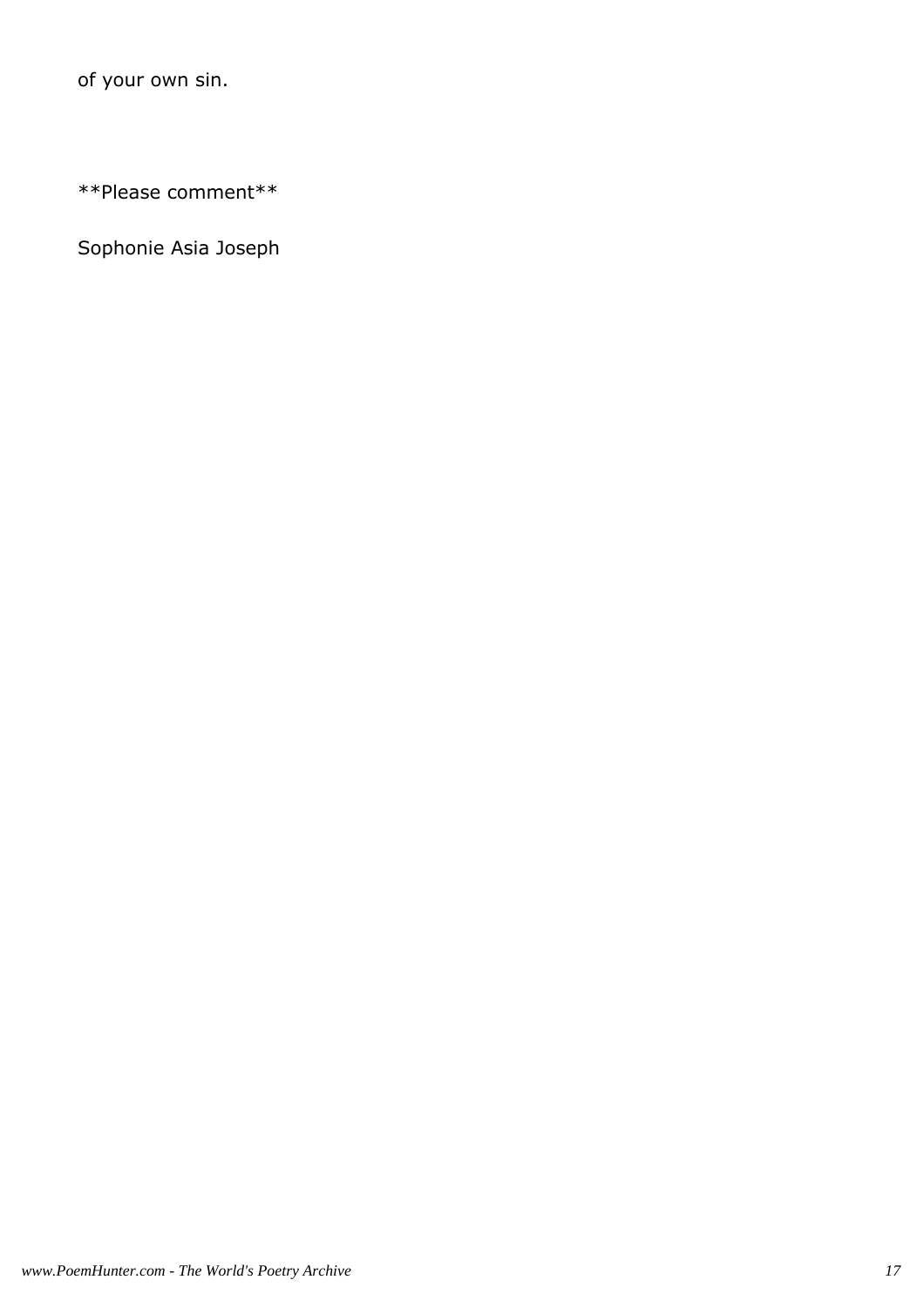of your own sin.

**Please comment**

Sophonie Asia Joseph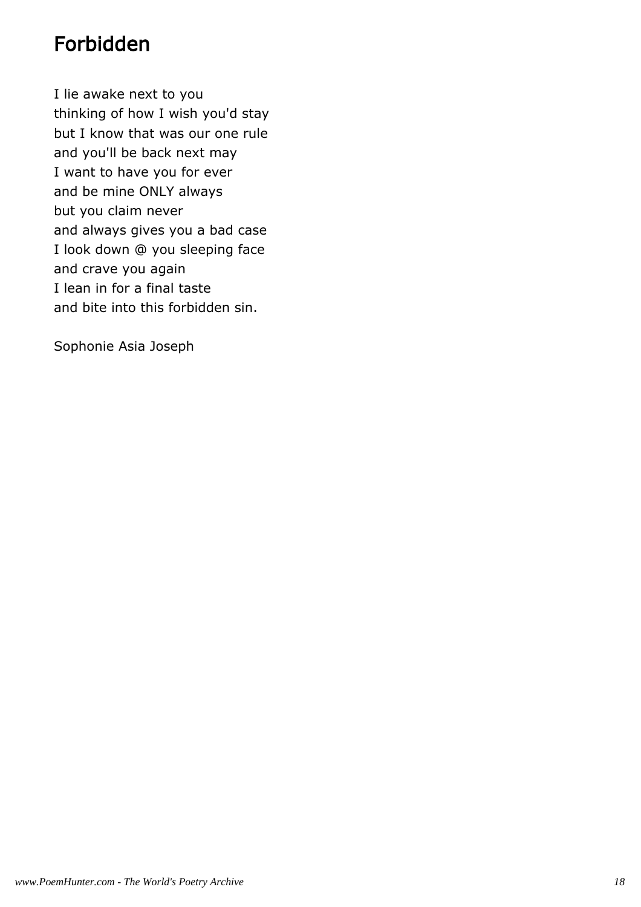# Forbidden

I lie awake next to you  
thinking of how I wish you'd stay  
but I know that was our one rule  
and you'll be back next may  
I want to have you for ever  
and be mine ONLY always  
but you claim never  
and always gives you a bad case  
I look down @ you sleeping face  
and crave you again  
I lean in for a final taste  
and bite into this forbidden sin.

Sophonie Asia Joseph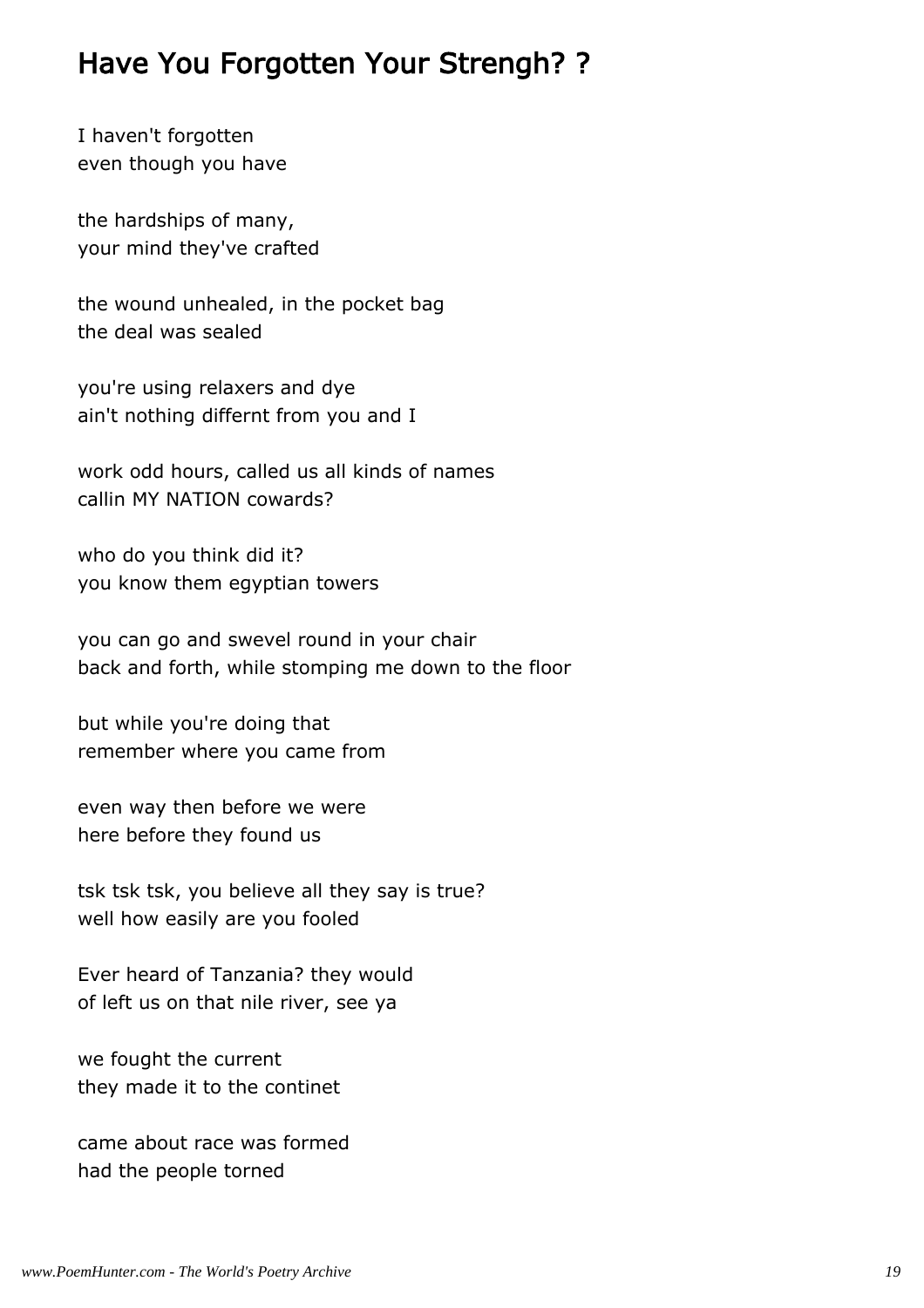## Have You Forgotten Your Strengh? ?

I haven't forgotten
even though you have

the hardships of many,
your mind they've crafted

the wound unhealed, in the pocket bag
the deal was sealed

you're using relaxers and dye
ain't nothing differnt from you and I

work odd hours, called us all kinds of names
callin MY NATION cowards?

who do you think did it?
you know them egyptian towers

you can go and swevel round in your chair
back and forth, while stomping me down to the floor

but while you're doing that
remember where you came from

even way then before we were
here before they found us

tsk tsk tsk, you believe all they say is true?
well how easily are you fooled

Ever heard of Tanzania? they would
of left us on that nile river, see ya

we fought the current
they made it to the continet

came about race was formed
had the people torned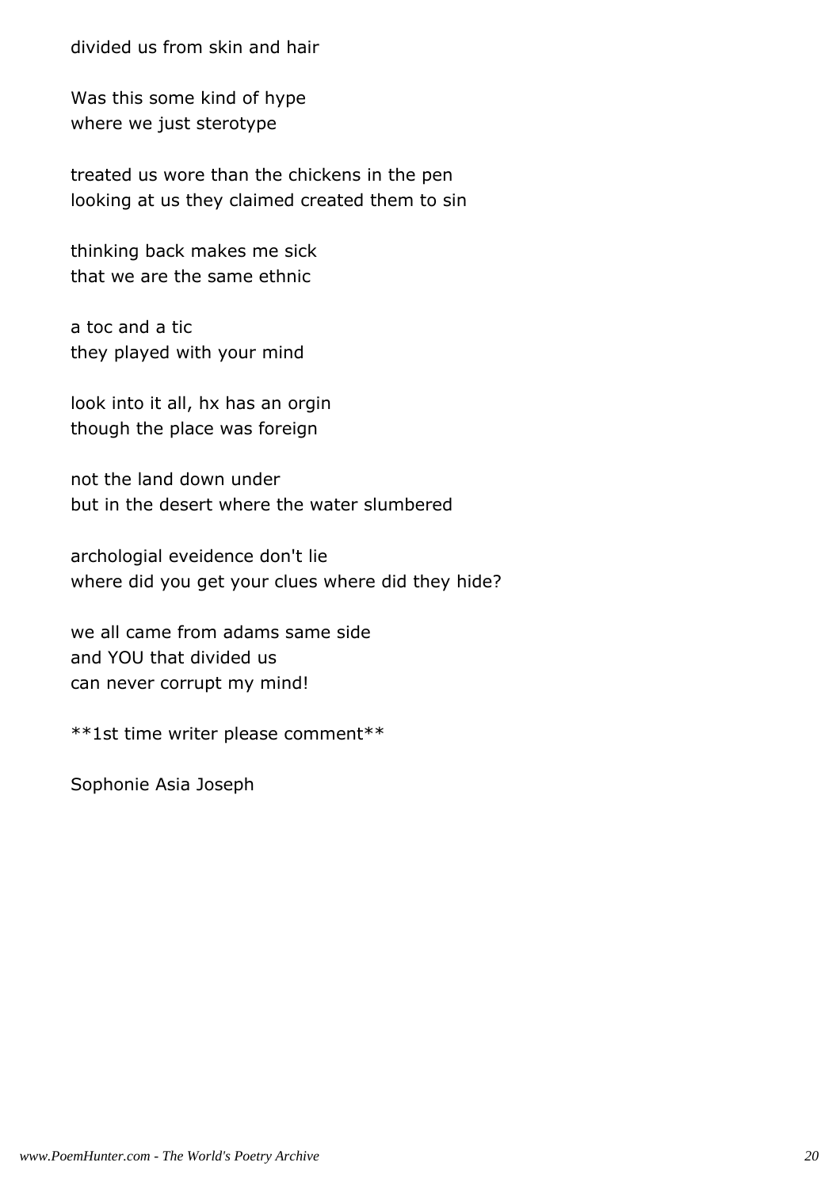divided us from skin and hair

Was this some kind of hype
where we just sterotype

treated us wore than the chickens in the pen
looking at us they claimed created them to sin

thinking back makes me sick
that we are the same ethnic

a toc and a tic
they played with your mind

look into it all, hx has an orgin
though the place was foreign

not the land down under
but in the desert where the water slumbered

archologial eveidence don't lie
where did you get your clues where did they hide?

we all came from adams same side
and YOU that divided us
can never corrupt my mind!

**1st time writer please comment**

Sophonie Asia Joseph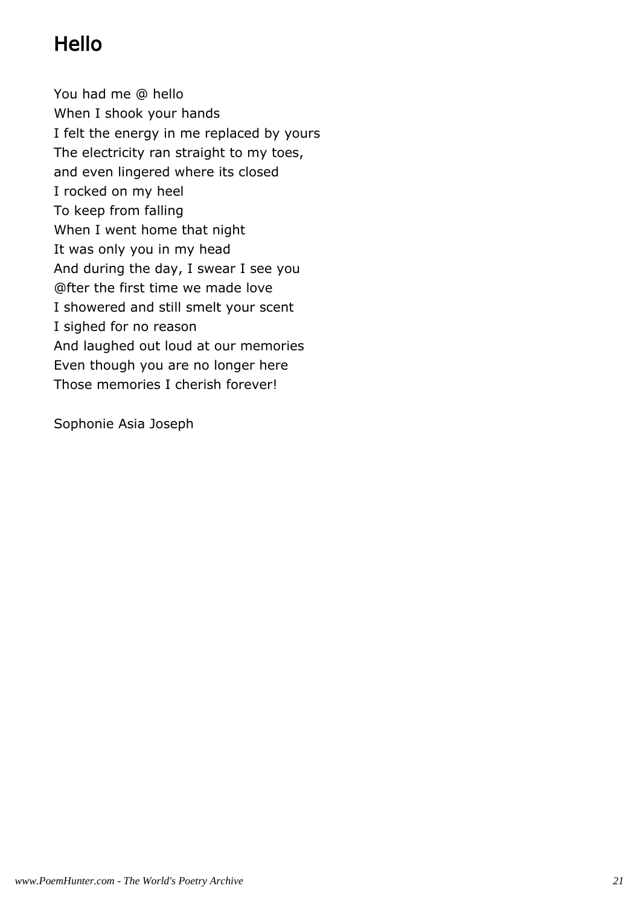# Hello

You had me @ hello
When I shook your hands
I felt the energy in me replaced by yours
The electricity ran straight to my toes,
and even lingered where its closed
I rocked on my heel
To keep from falling
When I went home that night
It was only you in my head
And during the day, I swear I see you
@fter the first time we made love
I showered and still smelt your scent
I sighed for no reason
And laughed out loud at our memories
Even though you are no longer here
Those memories I cherish forever!

Sophonie Asia Joseph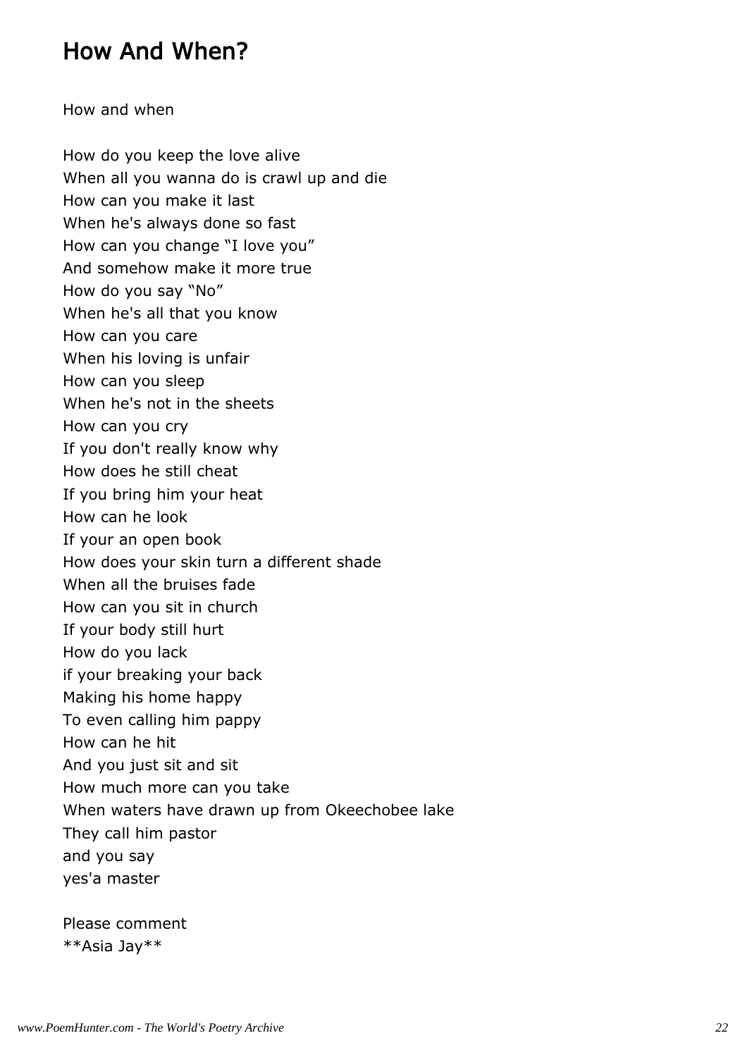## How And When?

How and when

How do you keep the love alive
When all you wanna do is crawl up and die
How can you make it last
When he's always done so fast
How can you change “I love you”
And somehow make it more true
How do you say “No”
When he's all that you know
How can you care
When his loving is unfair
How can you sleep
When he's not in the sheets
How can you cry
If you don't really know why
How does he still cheat
If you bring him your heat
How can he look
If your an open book
How does your skin turn a different shade
When all the bruises fade
How can you sit in church
If your body still hurt
How do you lack
if your breaking your back
Making his home happy
To even calling him pappy
How can he hit
And you just sit and sit
How much more can you take
When waters have drawn up from Okeechobee lake
They call him pastor
and you say
yes'a master

Please comment
**Asia Jay**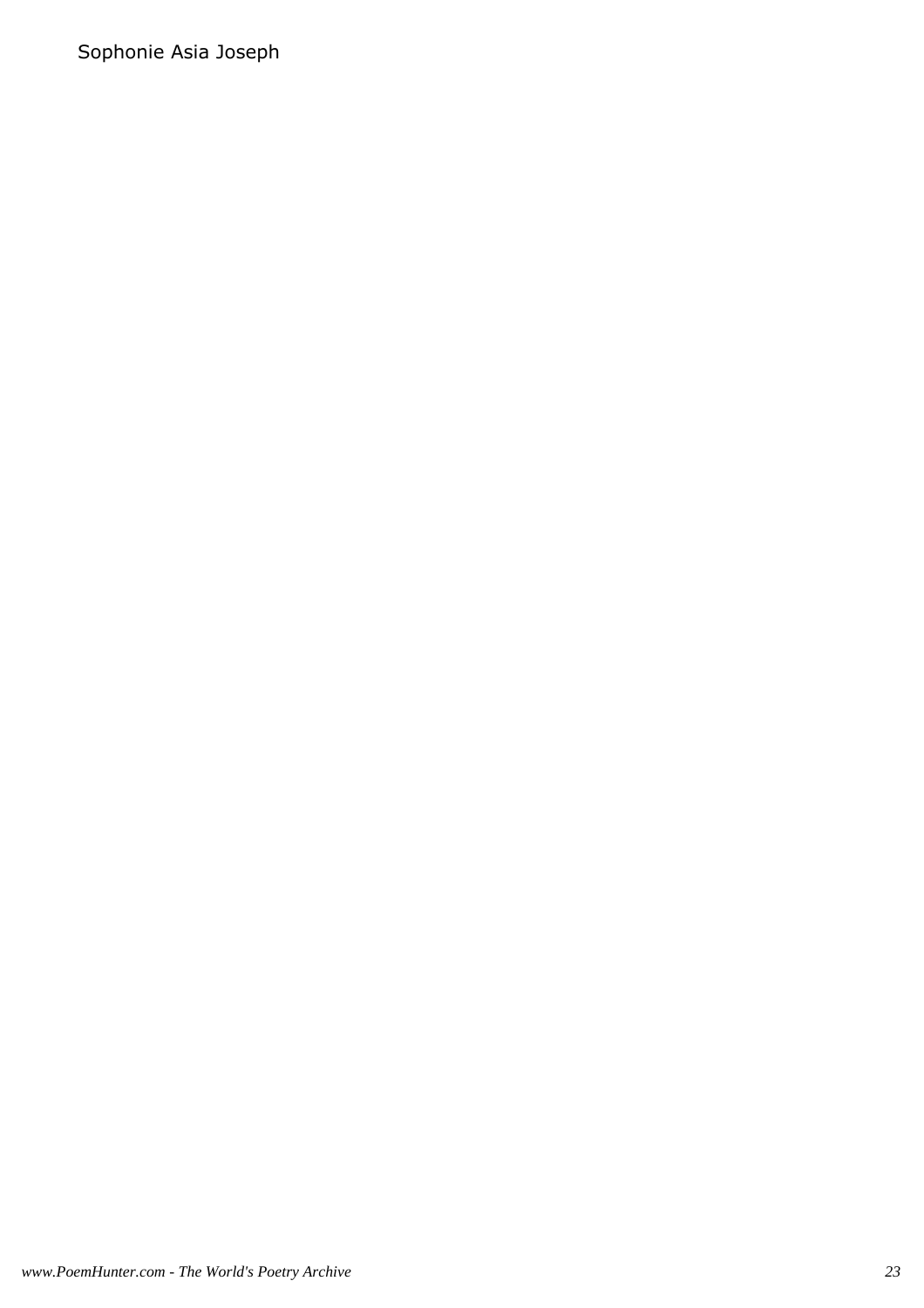Sophonie Asia Joseph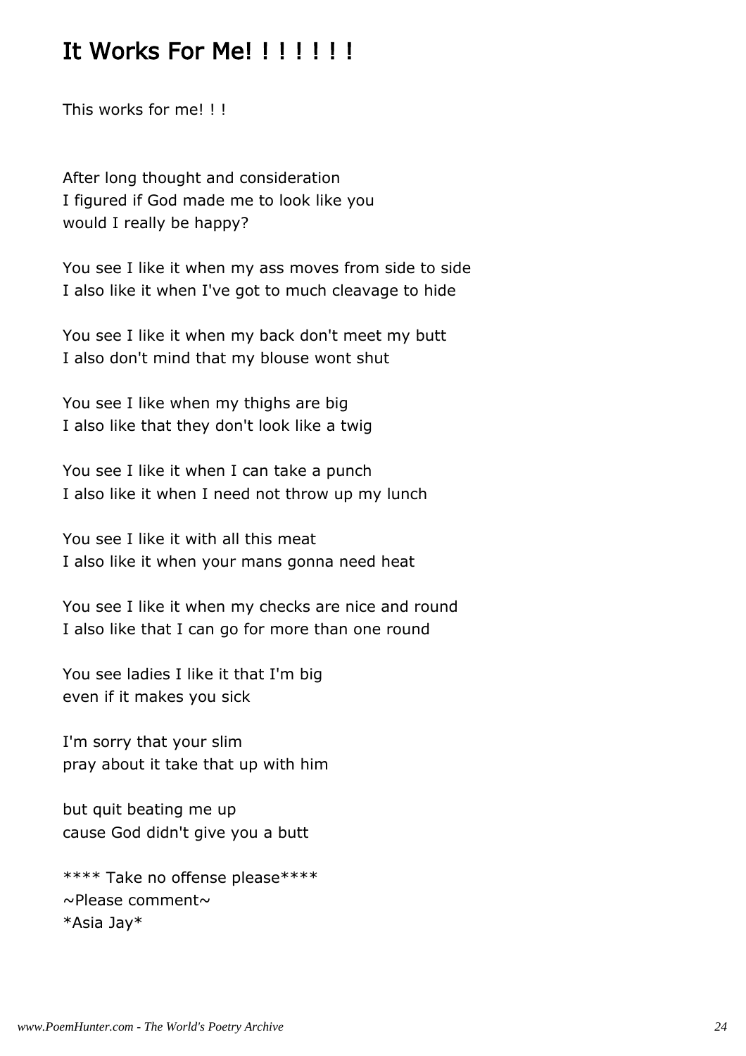## It Works For Me! ! ! ! ! ! !

This works for me! ! !

After long thought and consideration
I figured if God made me to look like you
would I really be happy?

You see I like it when my ass moves from side to side
I also like it when I've got to much cleavage to hide

You see I like it when my back don't meet my butt
I also don't mind that my blouse wont shut

You see I like when my thighs are big
I also like that they don't look like a twig

You see I like it when I can take a punch
I also like it when I need not throw up my lunch

You see I like it with all this meat
I also like it when your mans gonna need heat

You see I like it when my checks are nice and round
I also like that I can go for more than one round

You see ladies I like it that I'm big
even if it makes you sick

I'm sorry that your slim
pray about it take that up with him

but quit beating me up
cause God didn't give you a butt

**** Take no offense please****
~Please comment~
*Asia Jay*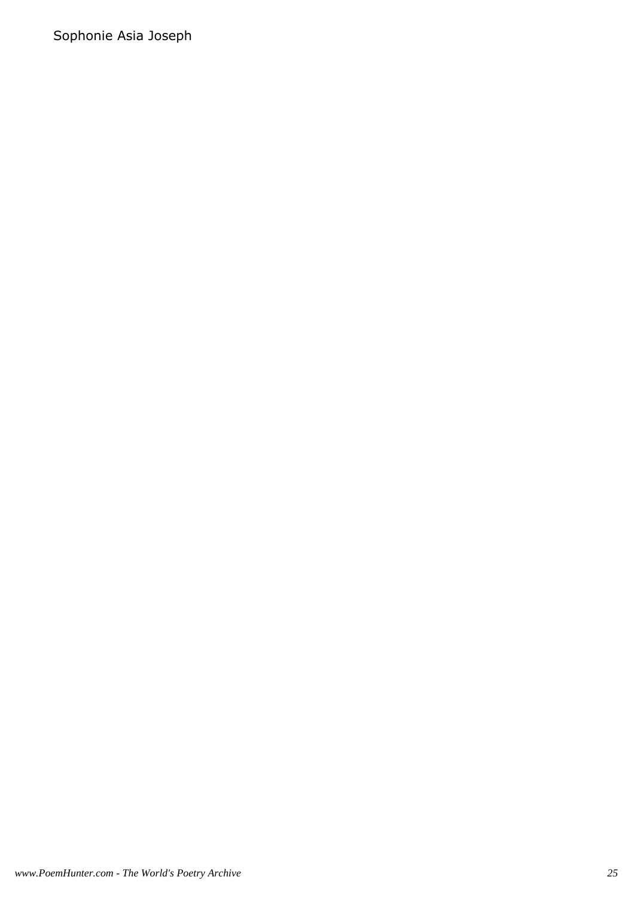Sophonie Asia Joseph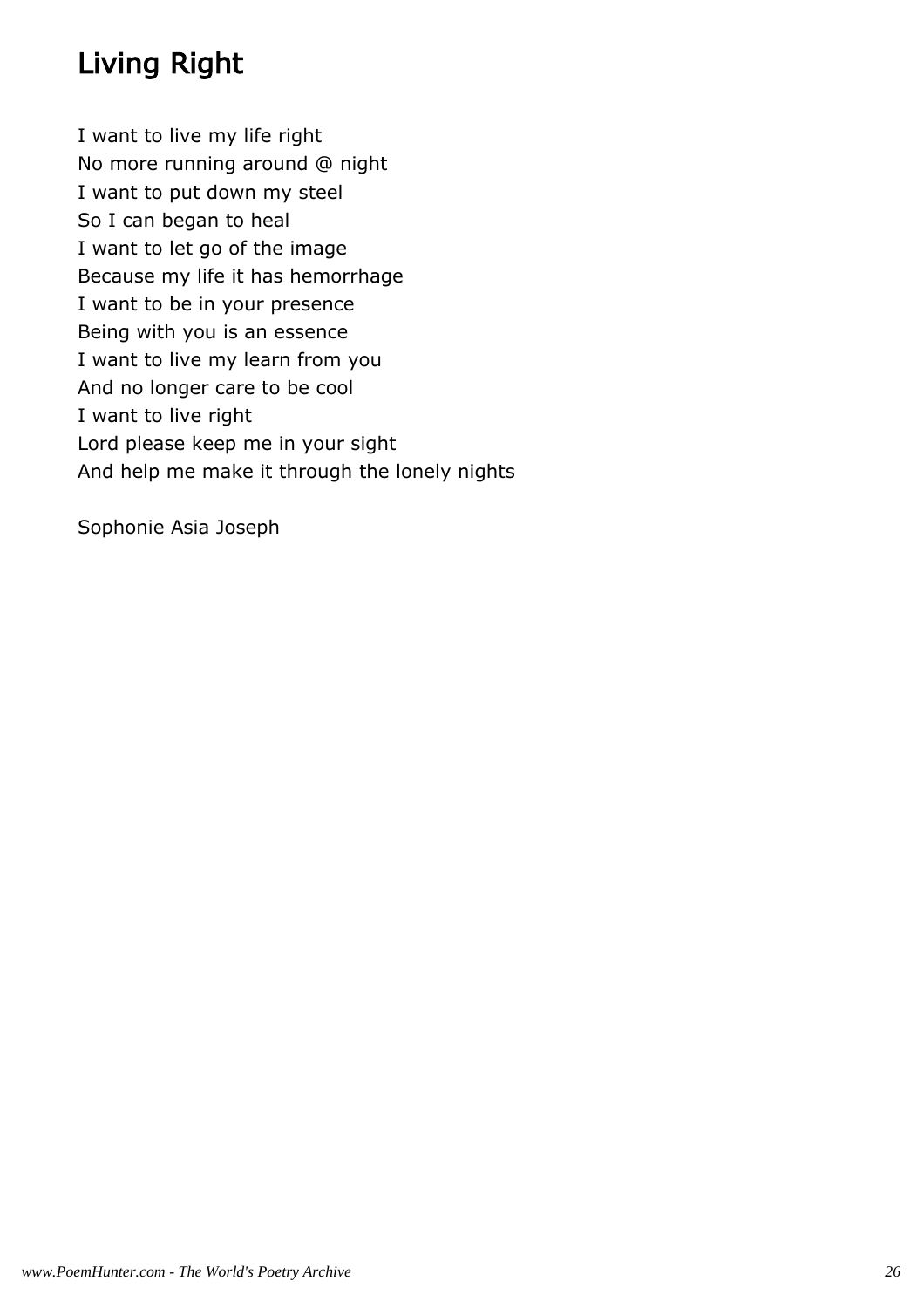# Living Right

I want to live my life right  
No more running around @ night  
I want to put down my steel  
So I can began to heal  
I want to let go of the image  
Because my life it has hemorrhage  
I want to be in your presence  
Being with you is an essence  
I want to live my learn from you  
And no longer care to be cool  
I want to live right  
Lord please keep me in your sight  
And help me make it through the lonely nights

Sophonie Asia Joseph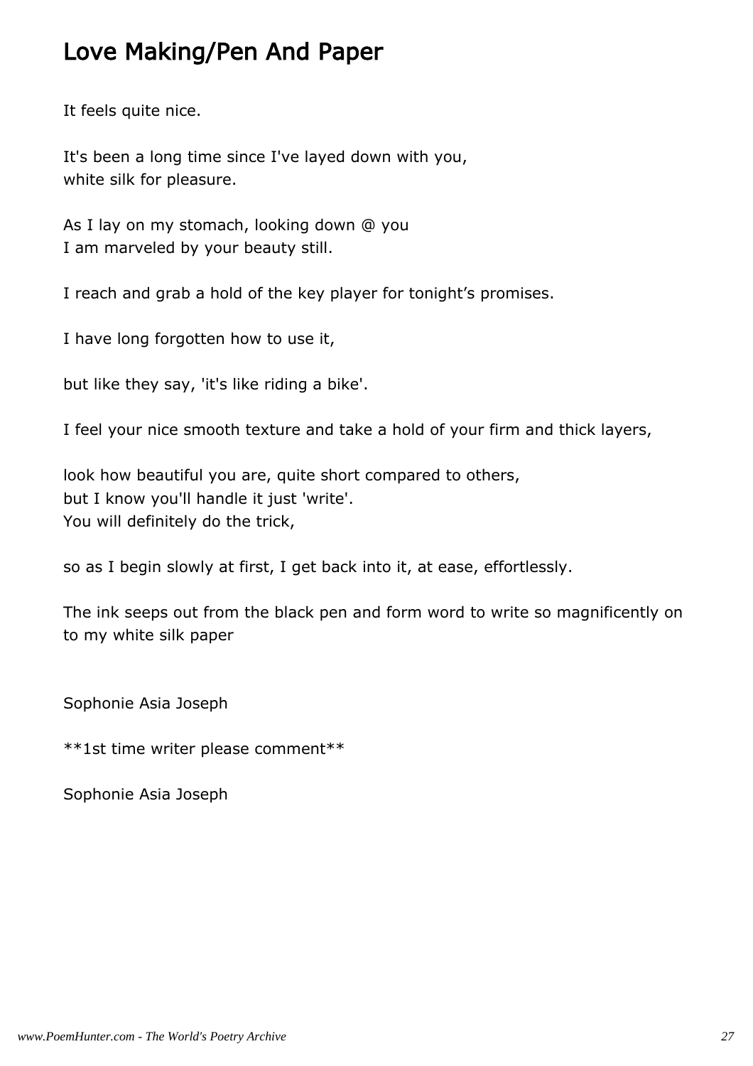# Love Making/Pen And Paper

It feels quite nice.

It's been a long time since I've layed down with you,
white silk for pleasure.

As I lay on my stomach, looking down @ you
I am marveled by your beauty still.

I reach and grab a hold of the key player for tonight's promises.

I have long forgotten how to use it,

but like they say, 'it's like riding a bike'.

I feel your nice smooth texture and take a hold of your firm and thick layers,

look how beautiful you are, quite short compared to others,
but I know you'll handle it just 'write'.
You will definitely do the trick,

so as I begin slowly at first, I get back into it, at ease, effortlessly.

The ink seeps out from the black pen and form word to write so magnificently on to my white silk paper

Sophonie Asia Joseph

**1st time writer please comment**

Sophonie Asia Joseph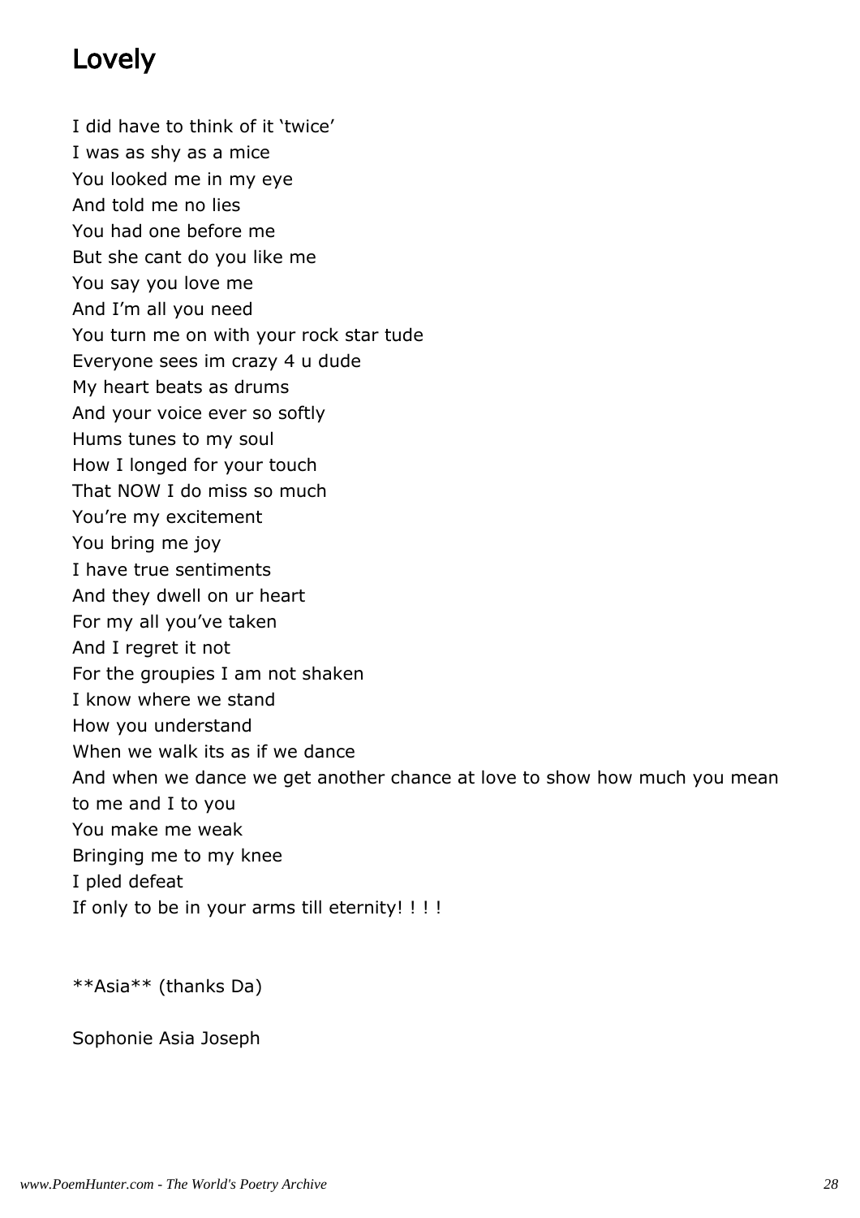# Lovely

I did have to think of it 'twice'
I was as shy as a mice
You looked me in my eye
And told me no lies
You had one before me
But she cant do you like me
You say you love me
And I'm all you need
You turn me on with your rock star tude
Everyone sees im crazy 4 u dude
My heart beats as drums
And your voice ever so softly
Hums tunes to my soul
How I longed for your touch
That NOW I do miss so much
You're my excitement
You bring me joy
I have true sentiments
And they dwell on ur heart
For my all you've taken
And I regret it not
For the groupies I am not shaken
I know where we stand
How you understand
When we walk its as if we dance
And when we dance we get another chance at love to show how much you mean to me and I to you
You make me weak
Bringing me to my knee
I pled defeat
If only to be in your arms till eternity! ! ! !

**Asia** (thanks Da)

Sophonie Asia Joseph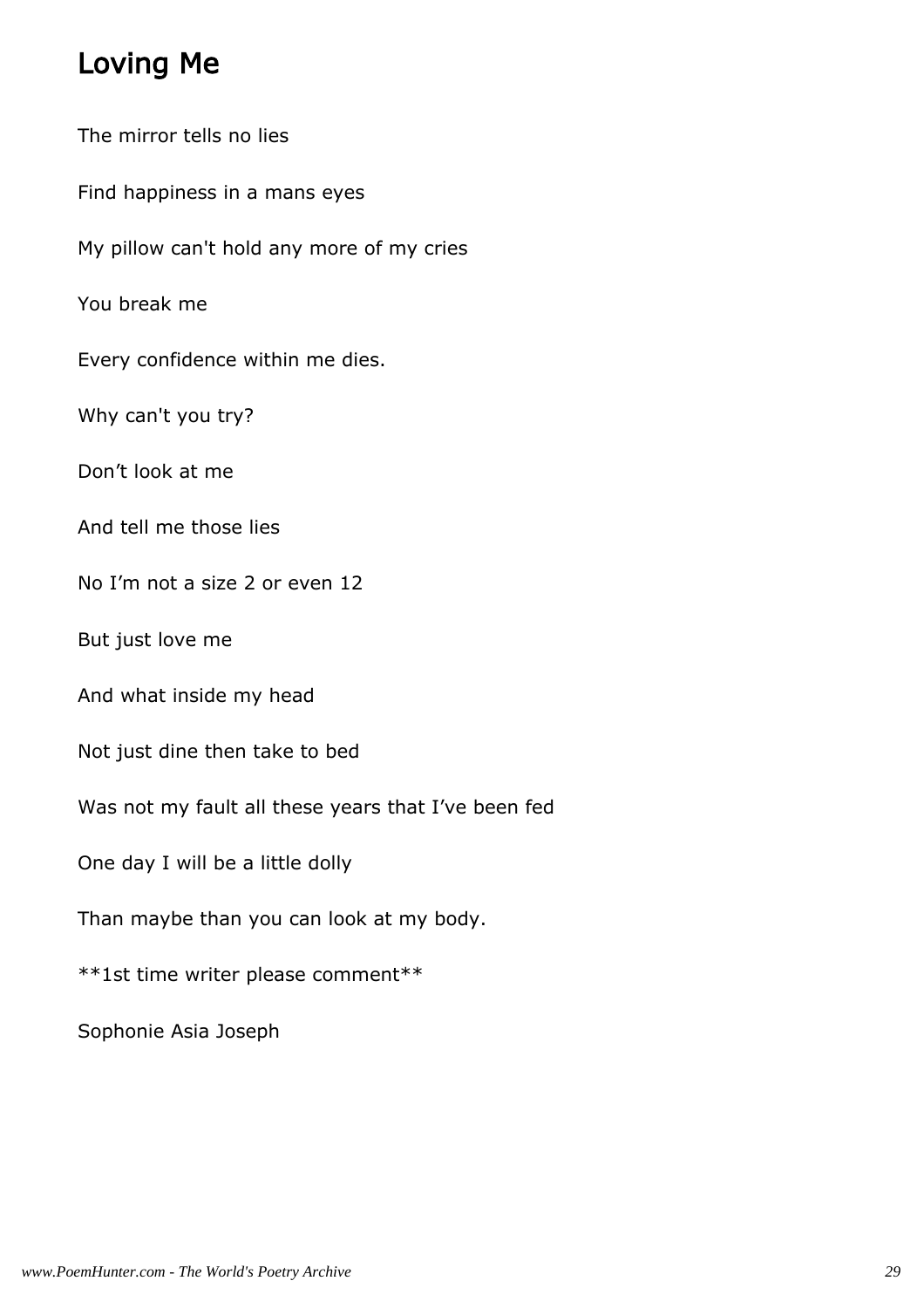## Loving Me

The mirror tells no lies

Find happiness in a mans eyes

My pillow can't hold any more of my cries

You break me

Every confidence within me dies.

Why can't you try?

Don't look at me

And tell me those lies

No I'm not a size 2 or even 12

But just love me

And what inside my head

Not just dine then take to bed

Was not my fault all these years that I've been fed

One day I will be a little dolly

Than maybe than you can look at my body.

**1st time writer please comment**

Sophonie Asia Joseph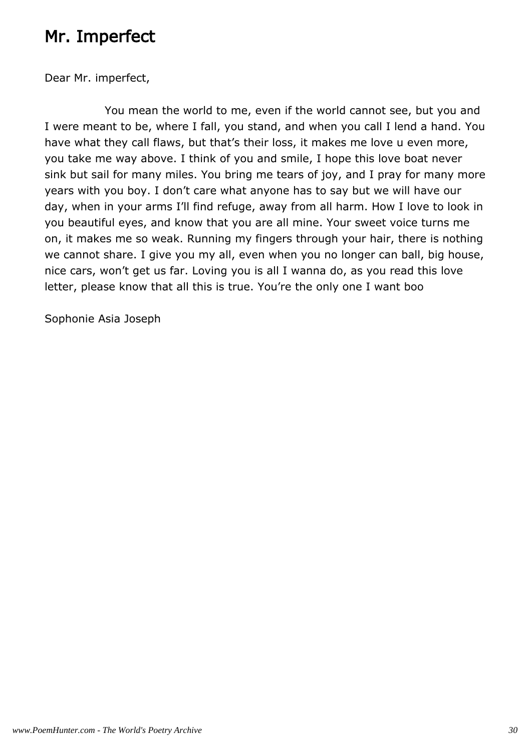# Mr. Imperfect

Dear Mr. imperfect,

You mean the world to me, even if the world cannot see, but you and I were meant to be, where I fall, you stand, and when you call I lend a hand. You have what they call flaws, but that's their loss, it makes me love u even more, you take me way above. I think of you and smile, I hope this love boat never sink but sail for many miles. You bring me tears of joy, and I pray for many more years with you boy. I don't care what anyone has to say but we will have our day, when in your arms I'll find refuge, away from all harm. How I love to look in you beautiful eyes, and know that you are all mine. Your sweet voice turns me on, it makes me so weak. Running my fingers through your hair, there is nothing we cannot share. I give you my all, even when you no longer can ball, big house, nice cars, won't get us far. Loving you is all I wanna do, as you read this love letter, please know that all this is true. You're the only one I want boo

Sophonie Asia Joseph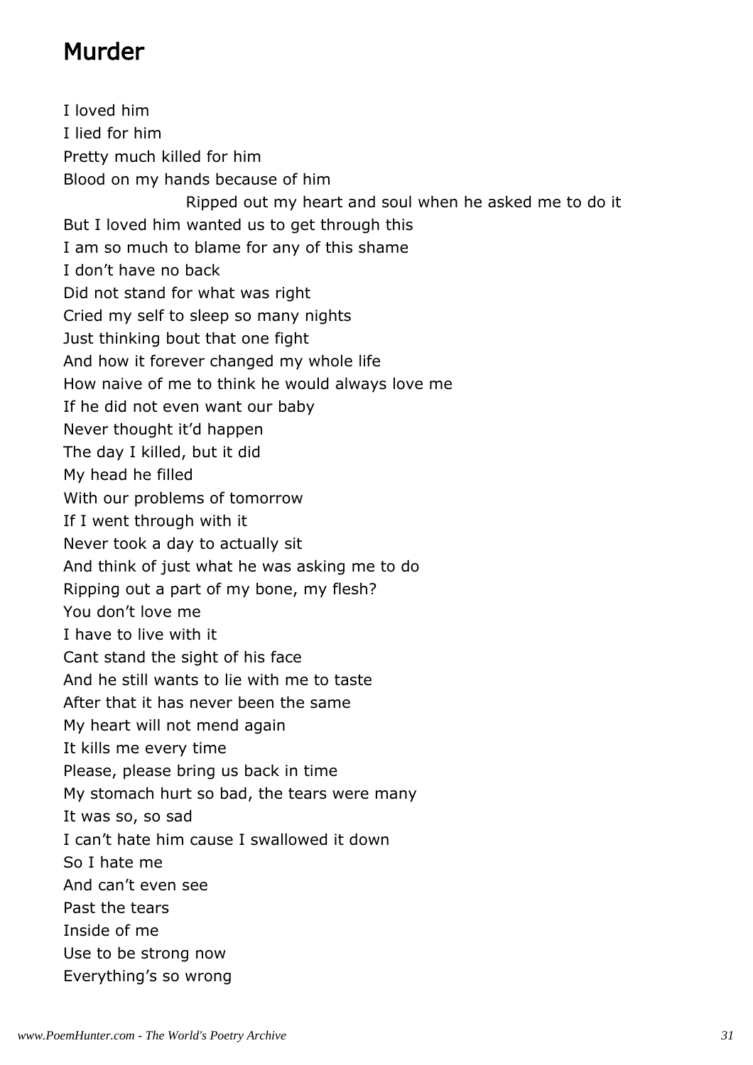# Murder

I loved him  
I lied for him  
Pretty much killed for him  
Blood on my hands because of him  
Ripped out my heart and soul when he asked me to do it  
But I loved him wanted us to get through this  
I am so much to blame for any of this shame  
I don't have no back  
Did not stand for what was right  
Cried my self to sleep so many nights  
Just thinking bout that one fight  
And how it forever changed my whole life  
How naive of me to think he would always love me  
If he did not even want our baby  
Never thought it'd happen  
The day I killed, but it did  
My head he filled  
With our problems of tomorrow  
If I went through with it  
Never took a day to actually sit  
And think of just what he was asking me to do  
Ripping out a part of my bone, my flesh?  
You don't love me  
I have to live with it  
Cant stand the sight of his face  
And he still wants to lie with me to taste  
After that it has never been the same  
My heart will not mend again  
It kills me every time  
Please, please bring us back in time  
My stomach hurt so bad, the tears were many  
It was so, so sad  
I can't hate him cause I swallowed it down  
So I hate me  
And can't even see  
Past the tears  
Inside of me  
Use to be strong now  
Everything's so wrong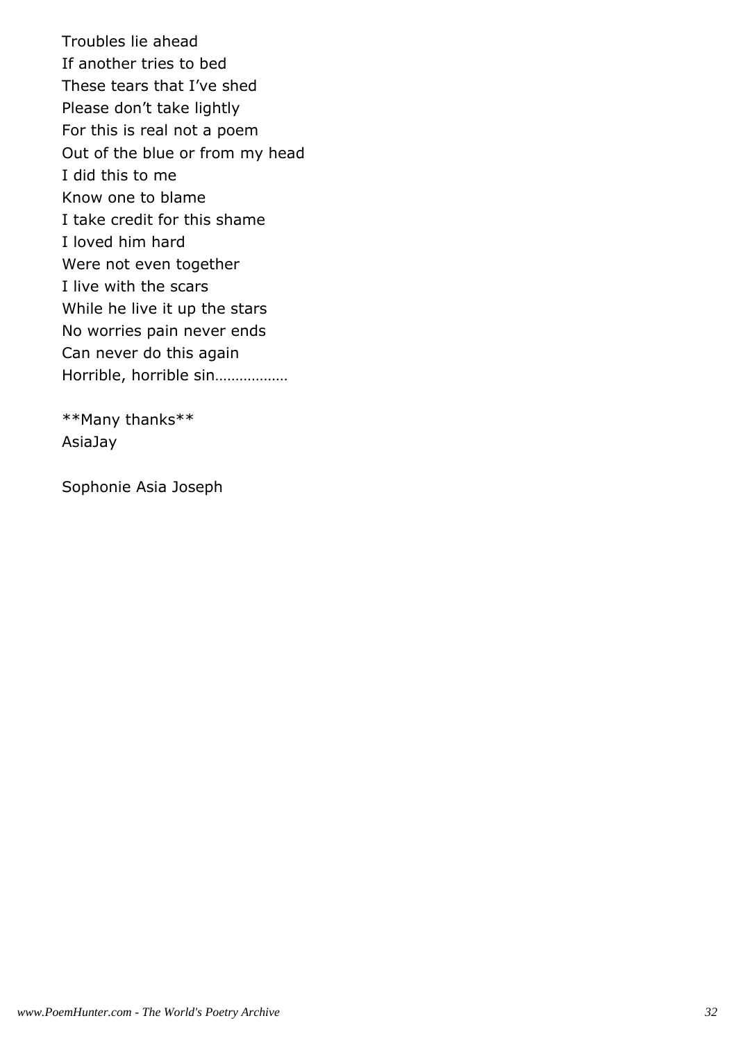Troubles lie ahead
If another tries to bed
These tears that I've shed
Please don't take lightly
For this is real not a poem
Out of the blue or from my head
I did this to me
Know one to blame
I take credit for this shame
I loved him hard
Were not even together
I live with the scars
While he live it up the stars
No worries pain never ends
Can never do this again
Horrible, horrible sin………………

**Many thanks**
AsiaJay

Sophonie Asia Joseph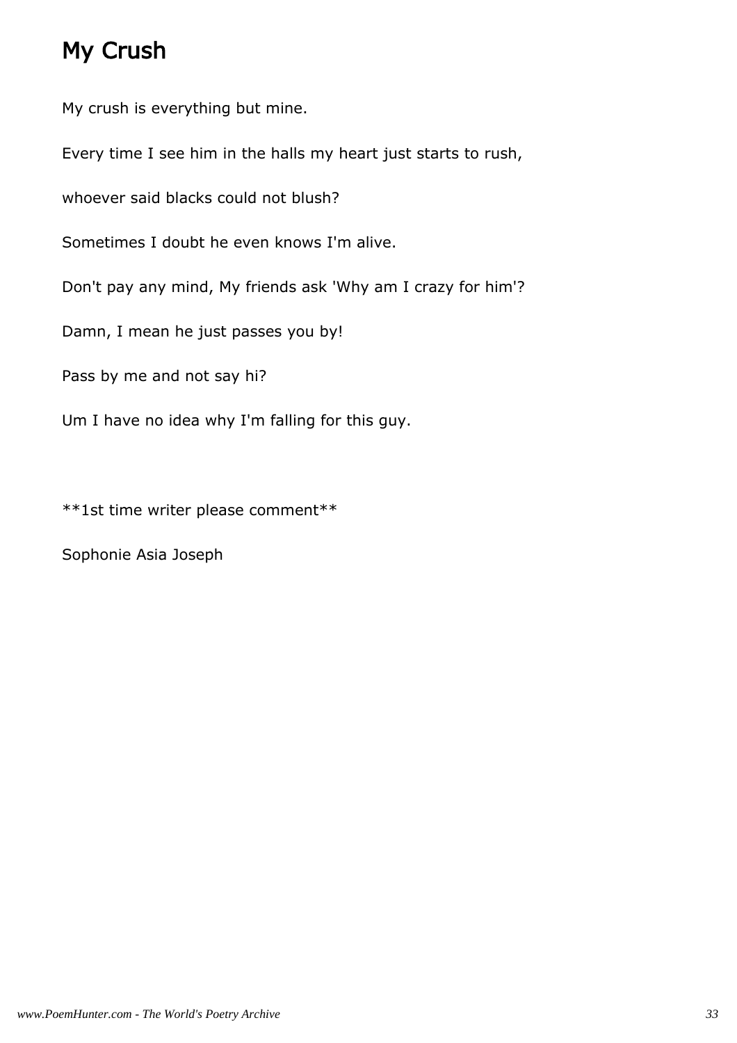# My Crush

My crush is everything but mine.

Every time I see him in the halls my heart just starts to rush,

whoever said blacks could not blush?

Sometimes I doubt he even knows I'm alive.

Don't pay any mind, My friends ask 'Why am I crazy for him'?

Damn, I mean he just passes you by!

Pass by me and not say hi?

Um I have no idea why I'm falling for this guy.

**1st time writer please comment**

Sophonie Asia Joseph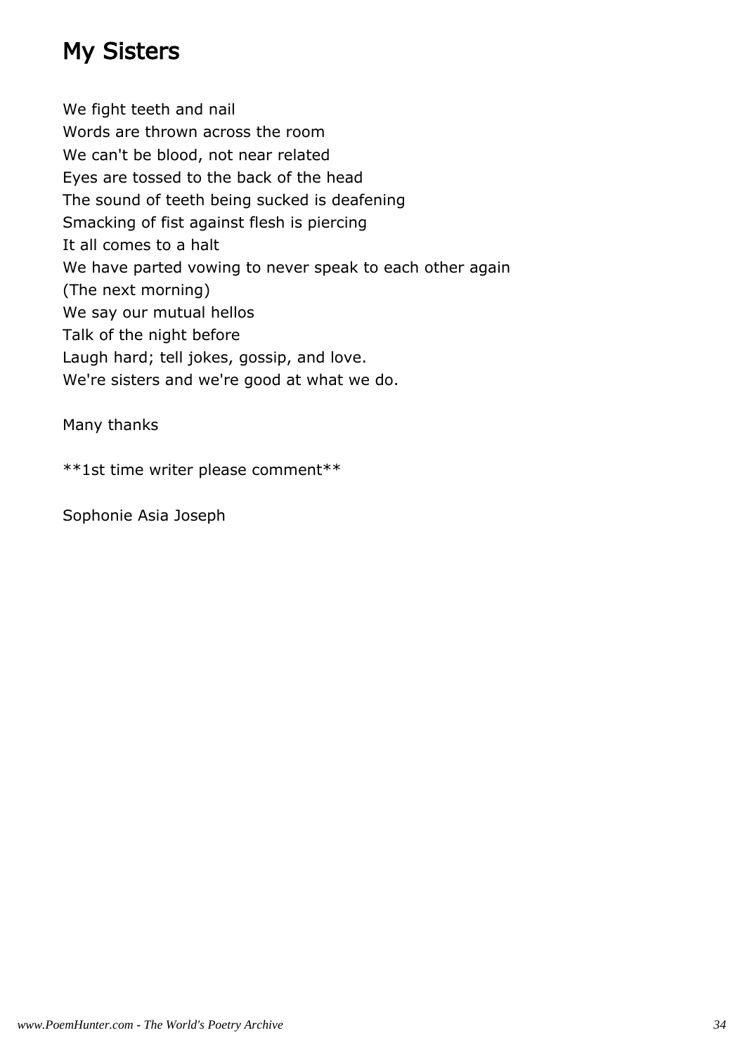# My Sisters

We fight teeth and nail
Words are thrown across the room
We can't be blood, not near related
Eyes are tossed to the back of the head
The sound of teeth being sucked is deafening
Smacking of fist against flesh is piercing
It all comes to a halt
We have parted vowing to never speak to each other again
(The next morning)
We say our mutual hellos
Talk of the night before
Laugh hard; tell jokes, gossip, and love.
We're sisters and we're good at what we do.

Many thanks

**1st time writer please comment**

Sophonie Asia Joseph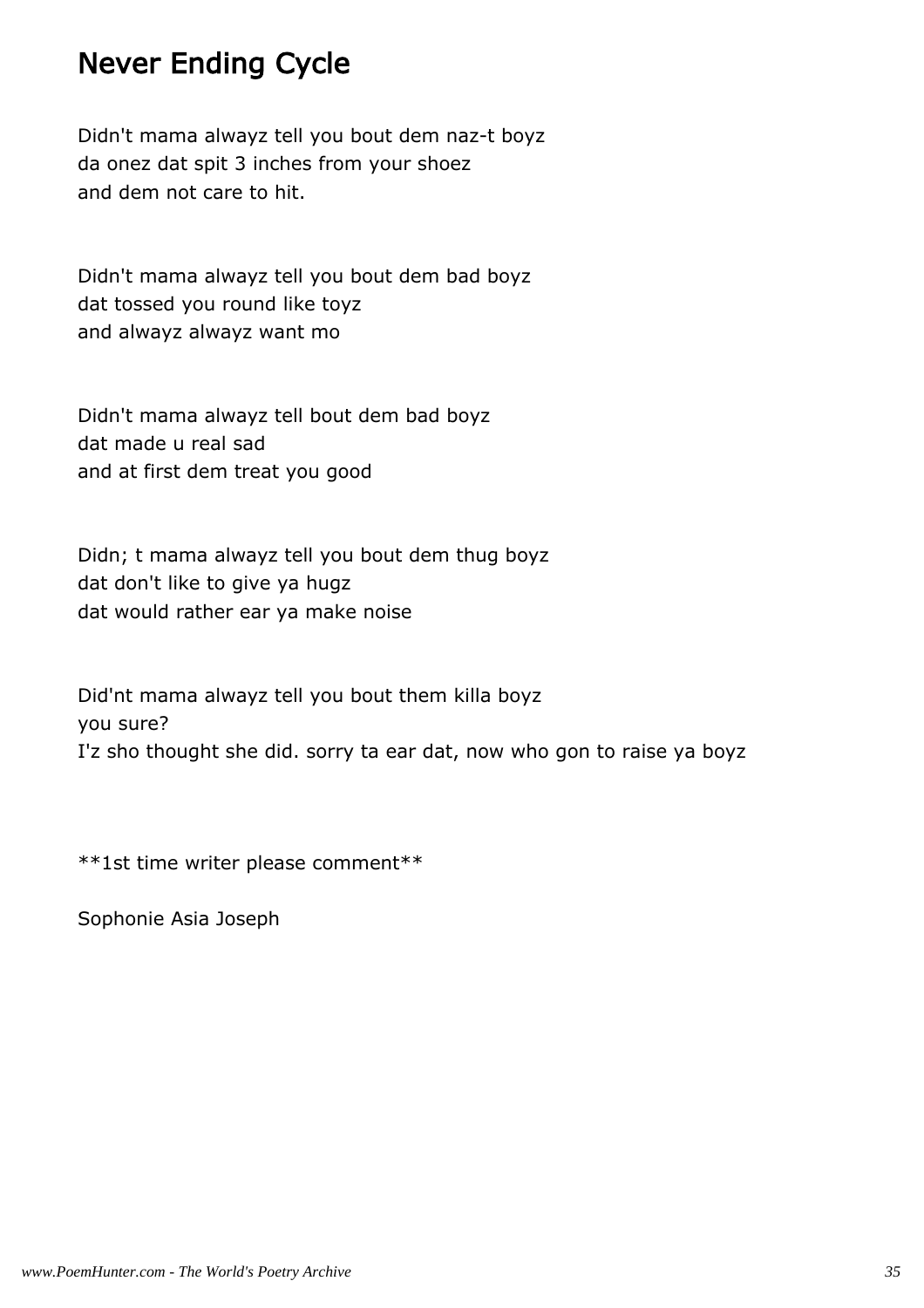# Never Ending Cycle

Didn't mama alwayz tell you bout dem naz-t boyz
da onez dat spit 3 inches from your shoez
and dem not care to hit.

Didn't mama alwayz tell you bout dem bad boyz
dat tossed you round like toyz
and alwayz alwayz want mo

Didn't mama alwayz tell bout dem bad boyz
dat made u real sad
and at first dem treat you good

Didn; t mama alwayz tell you bout dem thug boyz
dat don't like to give ya hugz
dat would rather ear ya make noise

Did'nt mama alwayz tell you bout them killa boyz
you sure?
I'z sho thought she did. sorry ta ear dat, now who gon to raise ya boyz

**1st time writer please comment**

Sophonie Asia Joseph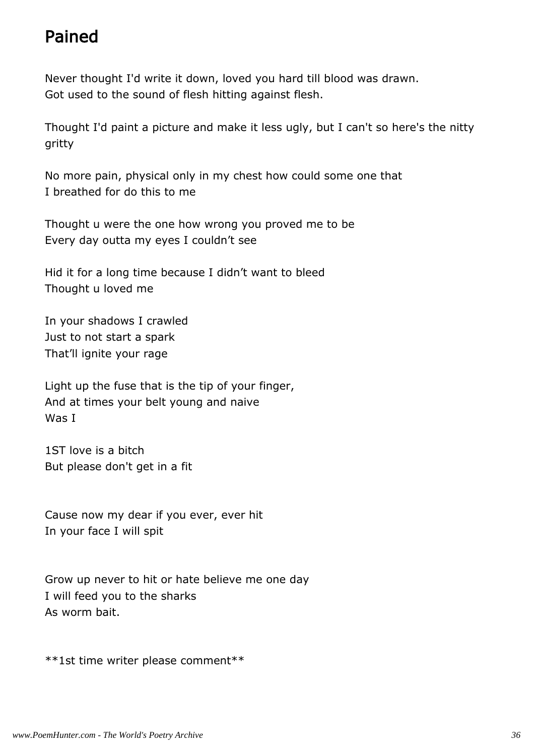# Pained

Never thought I'd write it down, loved you hard till blood was drawn.
Got used to the sound of flesh hitting against flesh.

Thought I'd paint a picture and make it less ugly, but I can't so here's the nitty gritty

No more pain, physical only in my chest how could some one that
I breathed for do this to me

Thought u were the one how wrong you proved me to be
Every day outta my eyes I couldn't see

Hid it for a long time because I didn't want to bleed
Thought u loved me

In your shadows I crawled
Just to not start a spark
That'll ignite your rage

Light up the fuse that is the tip of your finger,
And at times your belt young and naive
Was I

1ST love is a bitch
But please don't get in a fit

Cause now my dear if you ever, ever hit
In your face I will spit

Grow up never to hit or hate believe me one day
I will feed you to the sharks
As worm bait.

**1st time writer please comment**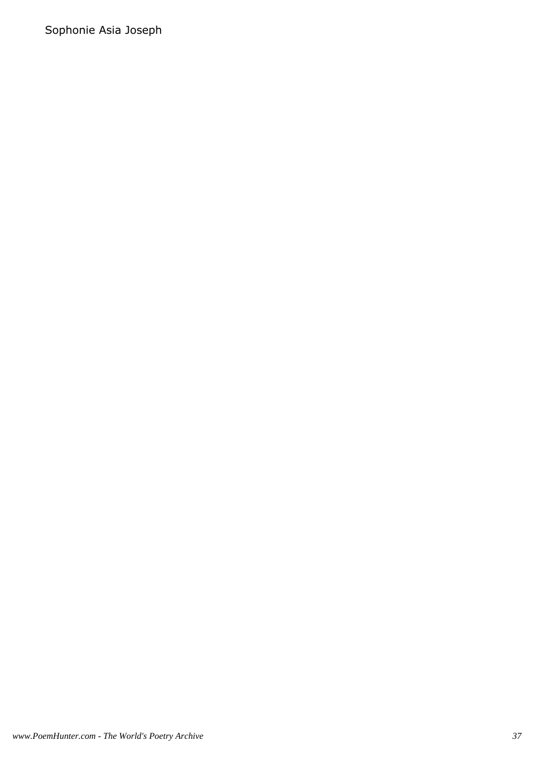Sophonie Asia Joseph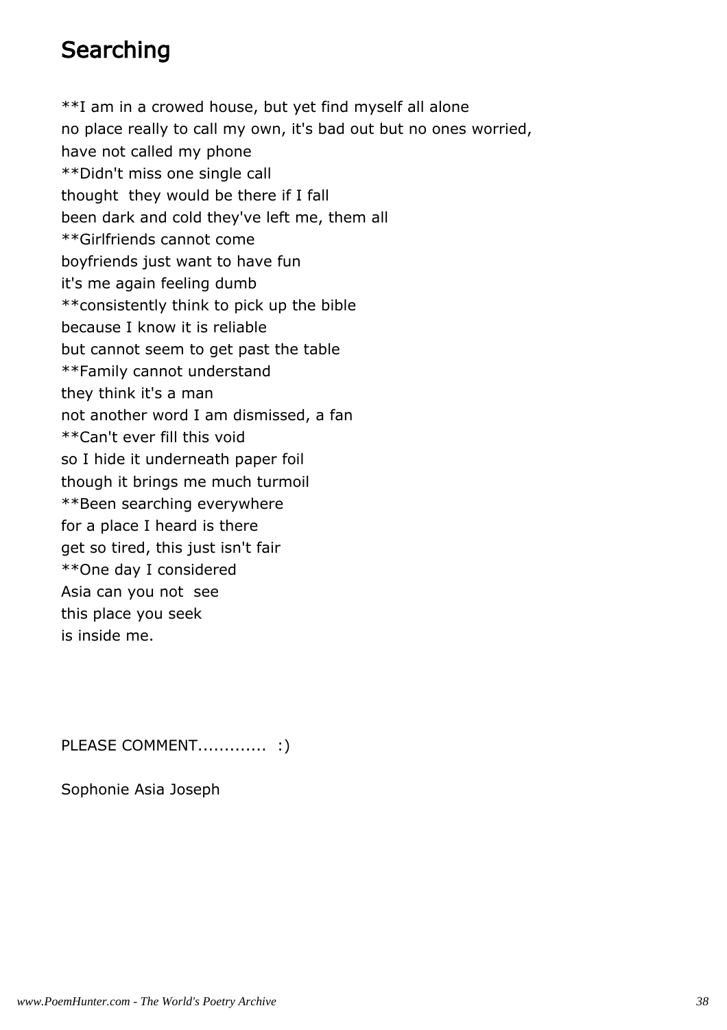# Searching

**I am in a crowed house, but yet find myself all alone
no place really to call my own, it's bad out but no ones worried,
have not called my phone
**Didn't miss one single call
thought  they would be there if I fall
been dark and cold they've left me, them all
**Girlfriends cannot come
boyfriends just want to have fun
it's me again feeling dumb
**consistently think to pick up the bible
because I know it is reliable
but cannot seem to get past the table
**Family cannot understand
they think it's a man
not another word I am dismissed, a fan
**Can't ever fill this void
so I hide it underneath paper foil
though it brings me much turmoil
**Been searching everywhere
for a place I heard is there
get so tired, this just isn't fair
**One day I considered
Asia can you not  see
this place you seek
is inside me.

PLEASE COMMENT............. :)

Sophonie Asia Joseph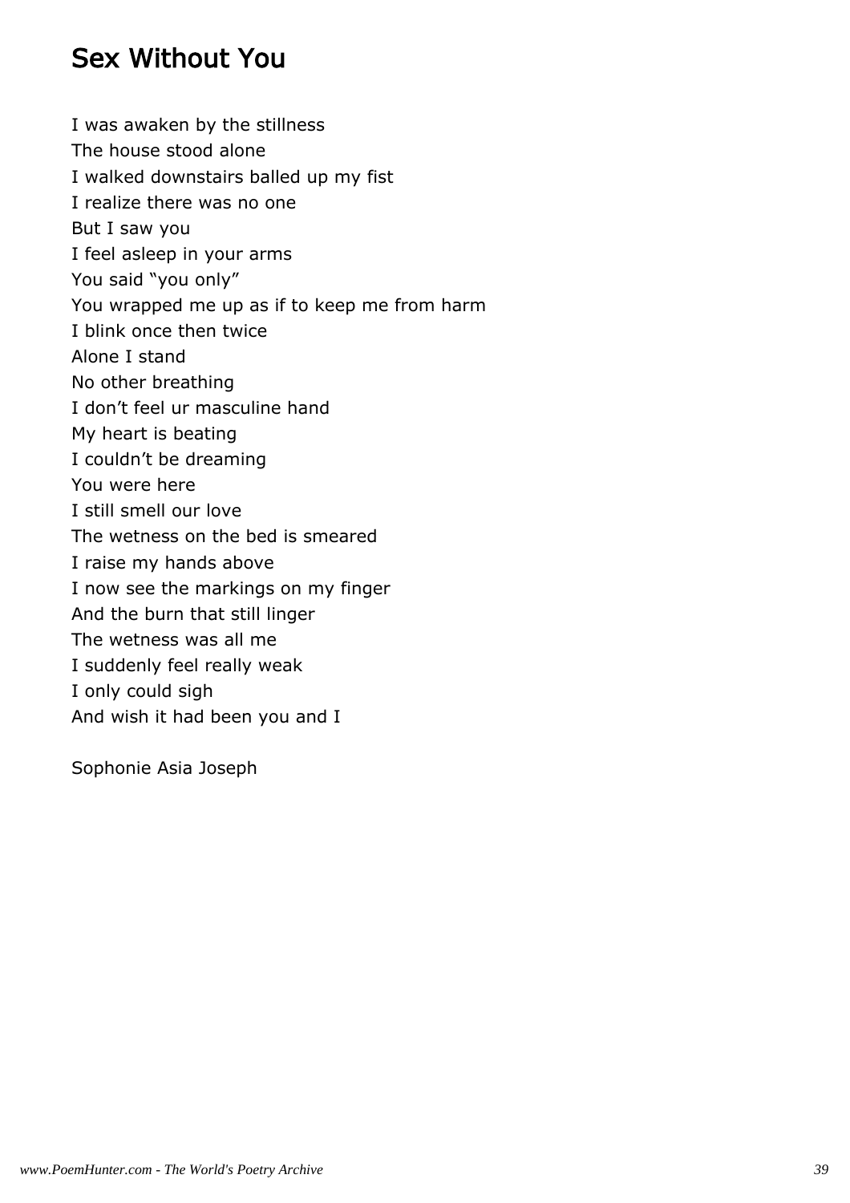# Sex Without You

I was awaken by the stillness
The house stood alone
I walked downstairs balled up my fist
I realize there was no one
But I saw you
I feel asleep in your arms
You said “you only”
You wrapped me up as if to keep me from harm
I blink once then twice
Alone I stand
No other breathing
I don’t feel ur masculine hand
My heart is beating
I couldn’t be dreaming
You were here
I still smell our love
The wetness on the bed is smeared
I raise my hands above
I now see the markings on my finger
And the burn that still linger
The wetness was all me
I suddenly feel really weak
I only could sigh
And wish it had been you and I

Sophonie Asia Joseph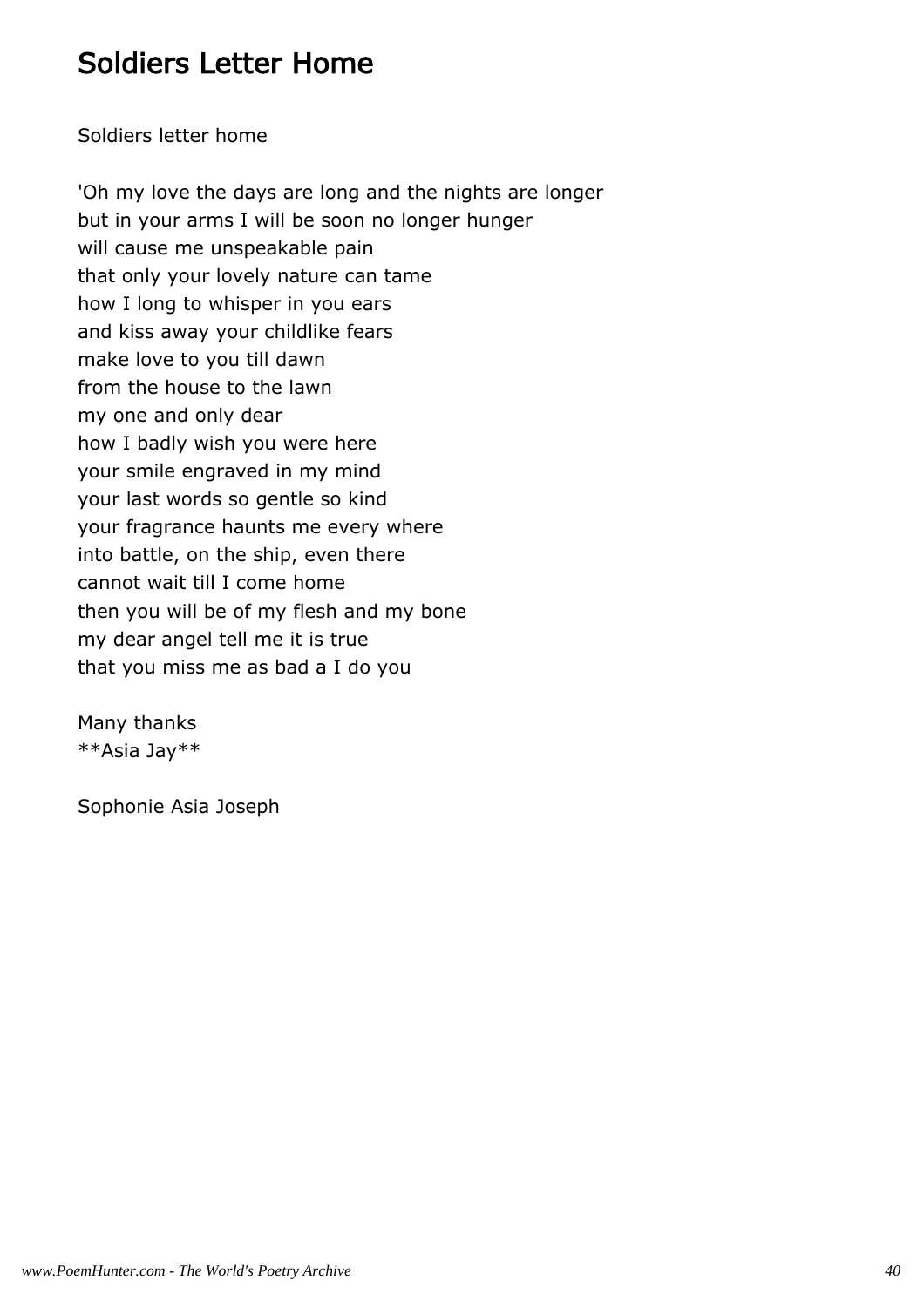# Soldiers Letter Home

Soldiers letter home

'Oh my love the days are long and the nights are longer  
but in your arms I will be soon no longer hunger  
will cause me unspeakable pain  
that only your lovely nature can tame  
how I long to whisper in you ears  
and kiss away your childlike fears  
make love to you till dawn  
from the house to the lawn  
my one and only dear  
how I badly wish you were here  
your smile engraved in my mind  
your last words so gentle so kind  
your fragrance haunts me every where  
into battle, on the ship, even there  
cannot wait till I come home  
then you will be of my flesh and my bone  
my dear angel tell me it is true  
that you miss me as bad a I do you

Many thanks  
**Asia Jay**

Sophonie Asia Joseph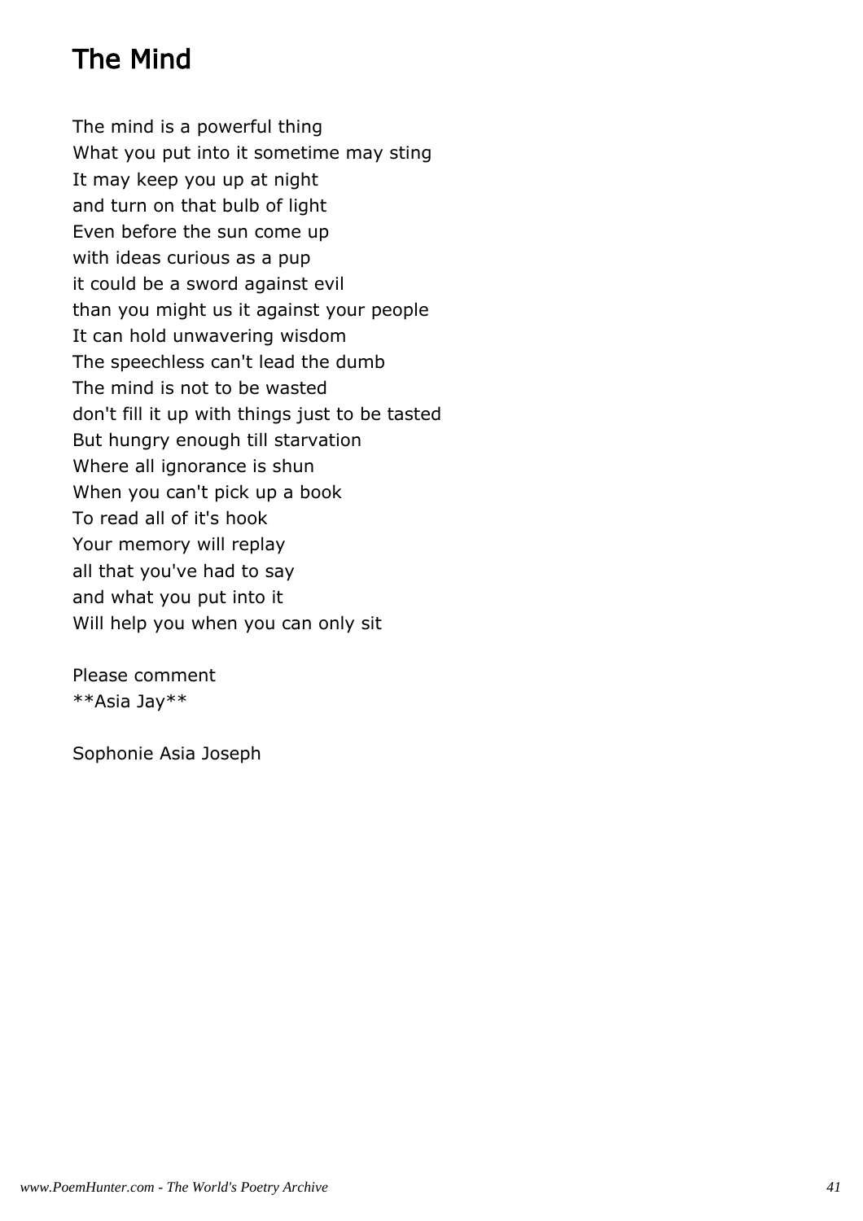# The Mind

The mind is a powerful thing
What you put into it sometime may sting
It may keep you up at night
and turn on that bulb of light
Even before the sun come up
with ideas curious as a pup
it could be a sword against evil
than you might us it against your people
It can hold unwavering wisdom
The speechless can't lead the dumb
The mind is not to be wasted
don't fill it up with things just to be tasted
But hungry enough till starvation
Where all ignorance is shun
When you can't pick up a book
To read all of it's hook
Your memory will replay
all that you've had to say
and what you put into it
Will help you when you can only sit

Please comment
**Asia Jay**

Sophonie Asia Joseph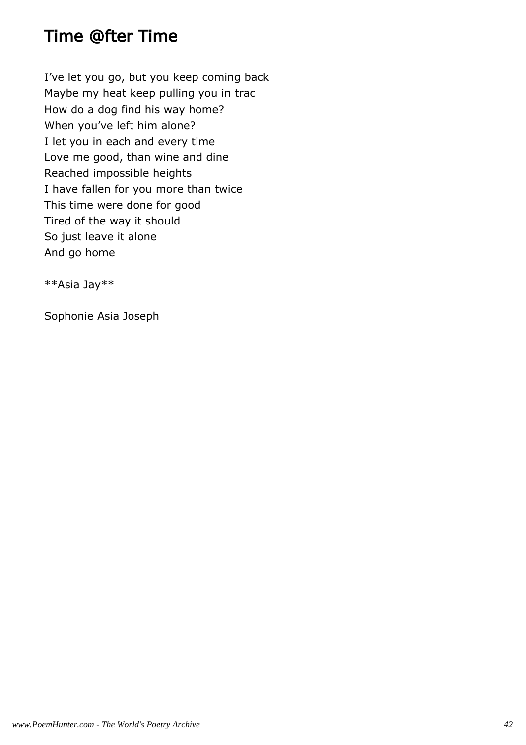# Time @fter Time

I've let you go, but you keep coming back
Maybe my heat keep pulling you in trac
How do a dog find his way home?
When you've left him alone?
I let you in each and every time
Love me good, than wine and dine
Reached impossible heights
I have fallen for you more than twice
This time were done for good
Tired of the way it should
So just leave it alone
And go home

**Asia Jay**

Sophonie Asia Joseph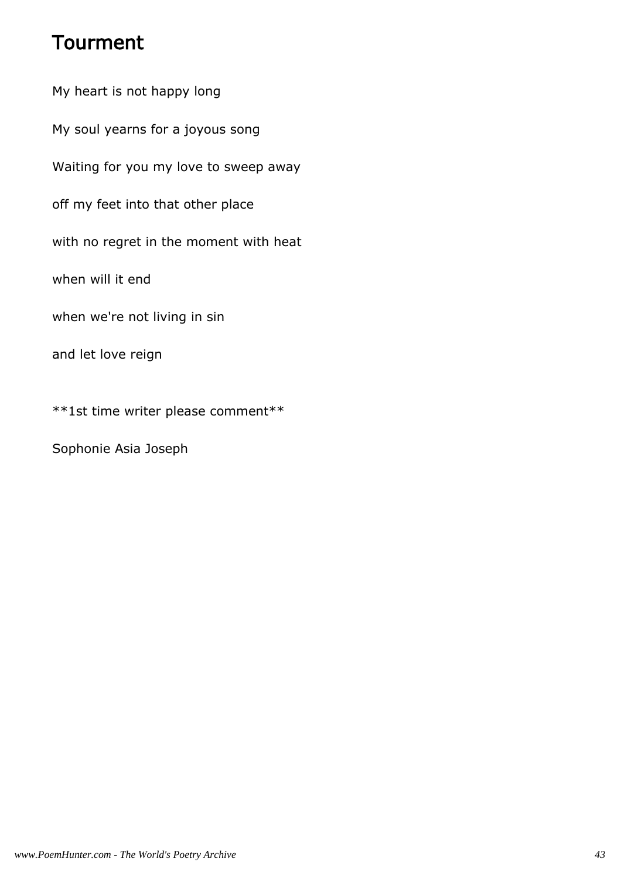# Tourment

My heart is not happy long

My soul yearns for a joyous song

Waiting for you my love to sweep away

off my feet into that other place

with no regret in the moment with heat

when will it end

when we're not living in sin

and let love reign

**1st time writer please comment**

Sophonie Asia Joseph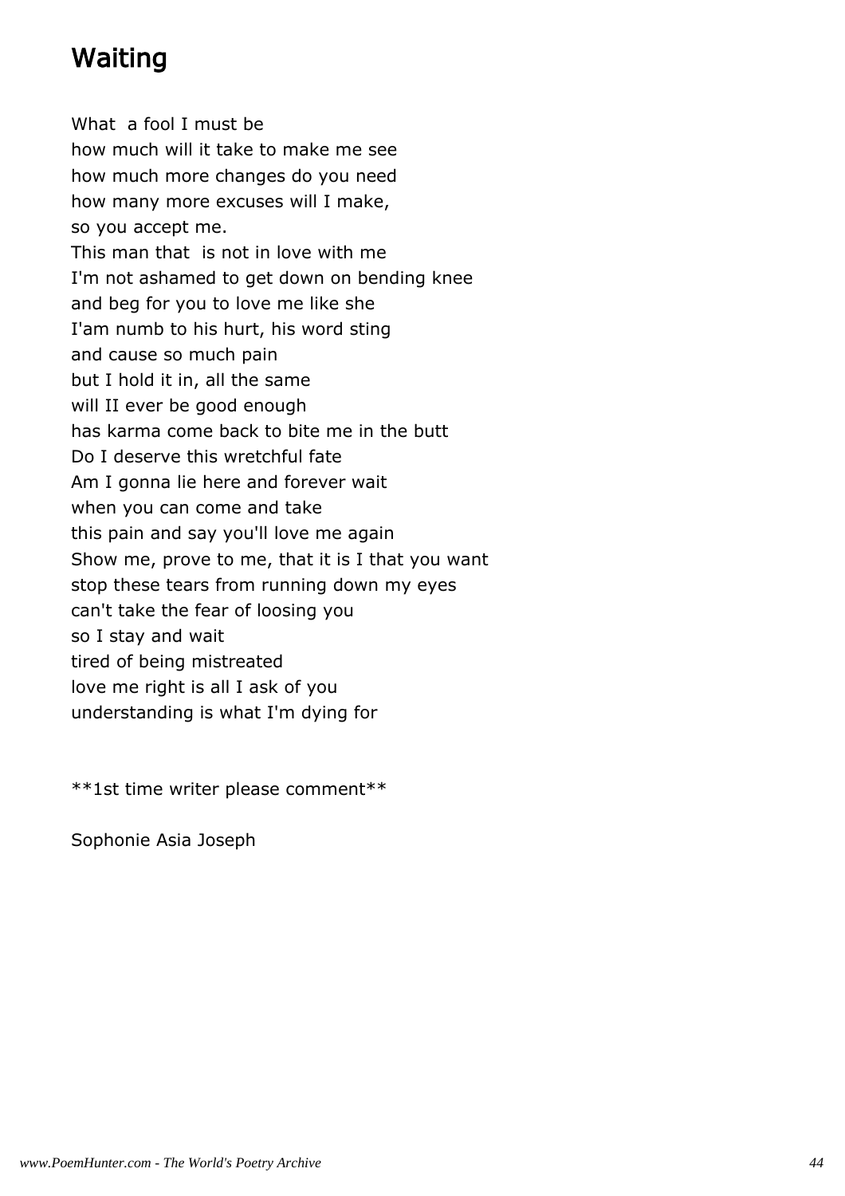# Waiting

What  a fool I must be
how much will it take to make me see
how much more changes do you need
how many more excuses will I make,
so you accept me.
This man that  is not in love with me
I'm not ashamed to get down on bending knee
and beg for you to love me like she
I'am numb to his hurt, his word sting
and cause so much pain
but I hold it in, all the same
will II ever be good enough
has karma come back to bite me in the butt
Do I deserve this wretchful fate
Am I gonna lie here and forever wait
when you can come and take
this pain and say you'll love me again
Show me, prove to me, that it is I that you want
stop these tears from running down my eyes
can't take the fear of loosing you
so I stay and wait
tired of being mistreated
love me right is all I ask of you
understanding is what I'm dying for

**1st time writer please comment**

Sophonie Asia Joseph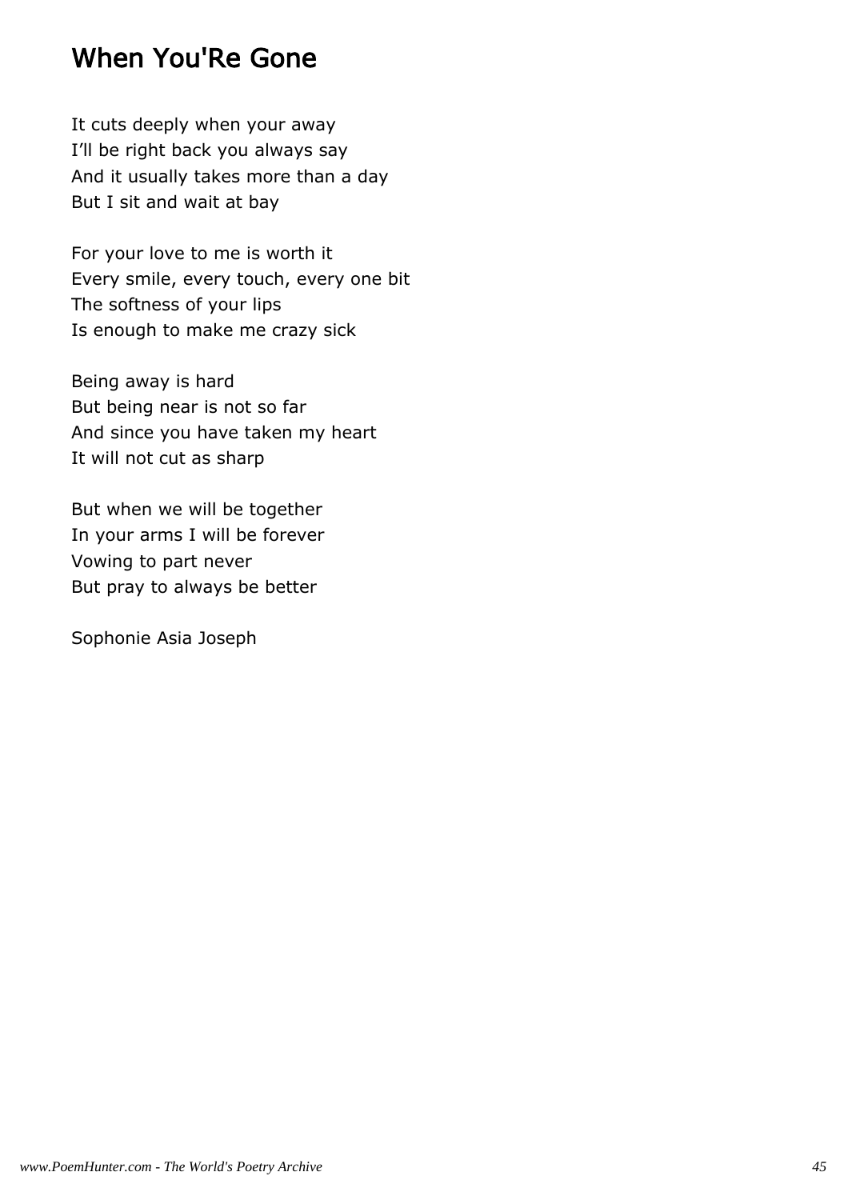# When You'Re Gone

It cuts deeply when your away  
I'll be right back you always say  
And it usually takes more than a day  
But I sit and wait at bay

For your love to me is worth it  
Every smile, every touch, every one bit  
The softness of your lips  
Is enough to make me crazy sick

Being away is hard  
But being near is not so far  
And since you have taken my heart  
It will not cut as sharp

But when we will be together  
In your arms I will be forever  
Vowing to part never  
But pray to always be better

Sophonie Asia Joseph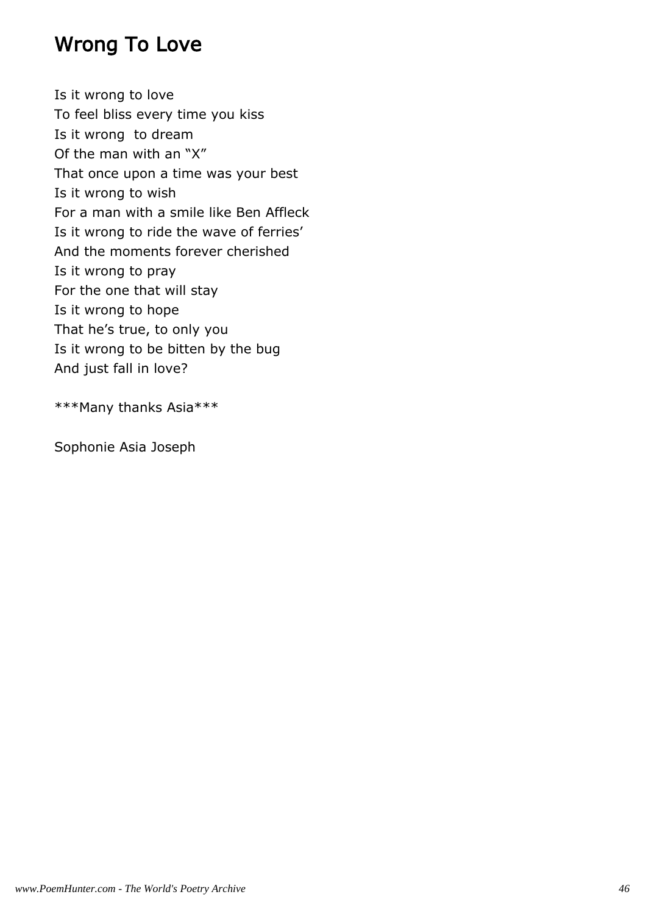# Wrong To Love

Is it wrong to love
To feel bliss every time you kiss
Is it wrong  to dream
Of the man with an “X”
That once upon a time was your best
Is it wrong to wish
For a man with a smile like Ben Affleck
Is it wrong to ride the wave of ferries’
And the moments forever cherished
Is it wrong to pray
For the one that will stay
Is it wrong to hope
That he’s true, to only you
Is it wrong to be bitten by the bug
And just fall in love?

***Many thanks Asia***

Sophonie Asia Joseph